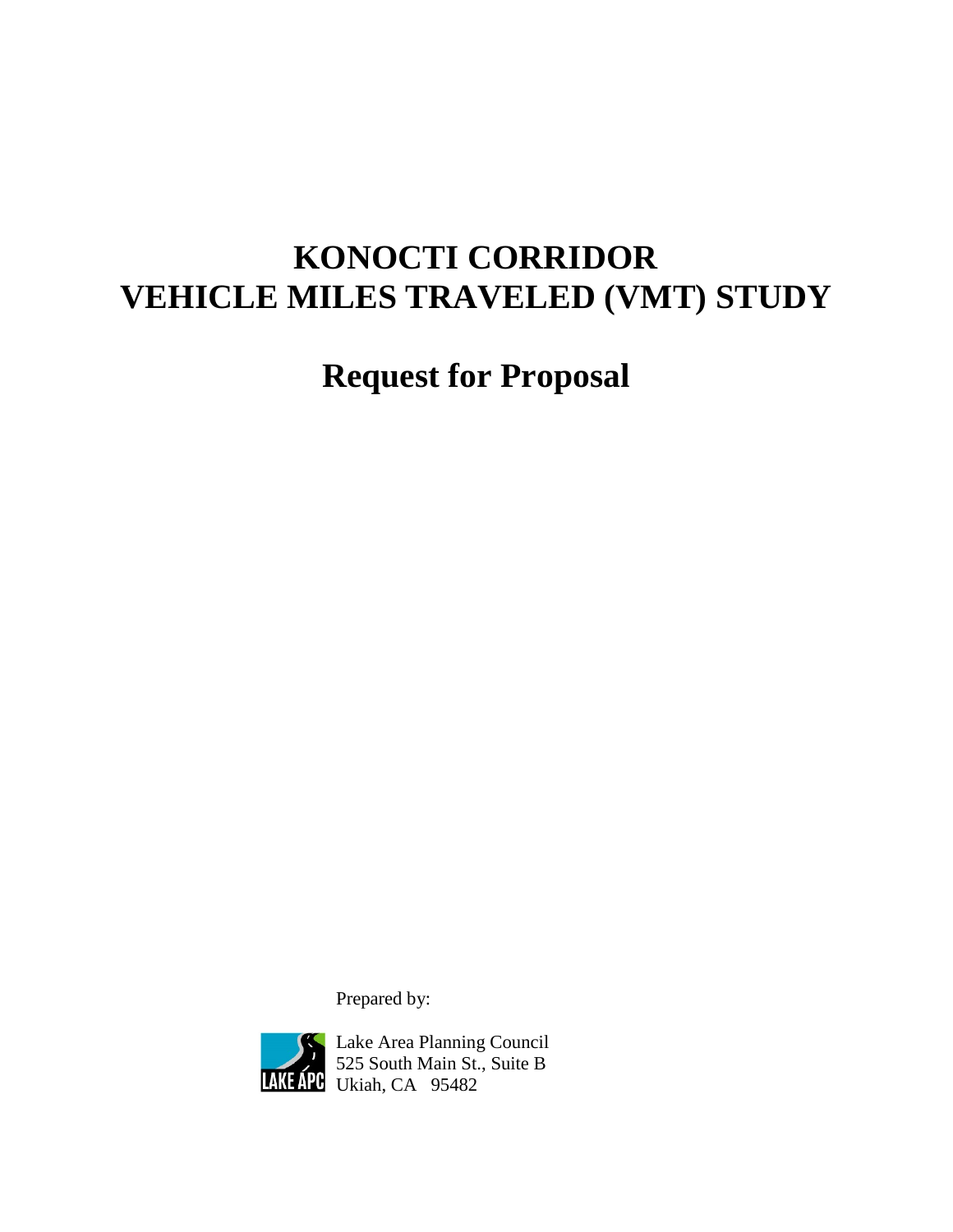# KONOCTI CORRIDOR
# VEHICLE MILES TRAVELED (VMT) STUDY

## Request for Proposal

Prepared by:

Lake Area Planning Council
525 South Main St., Suite B
Ukiah, CA 95482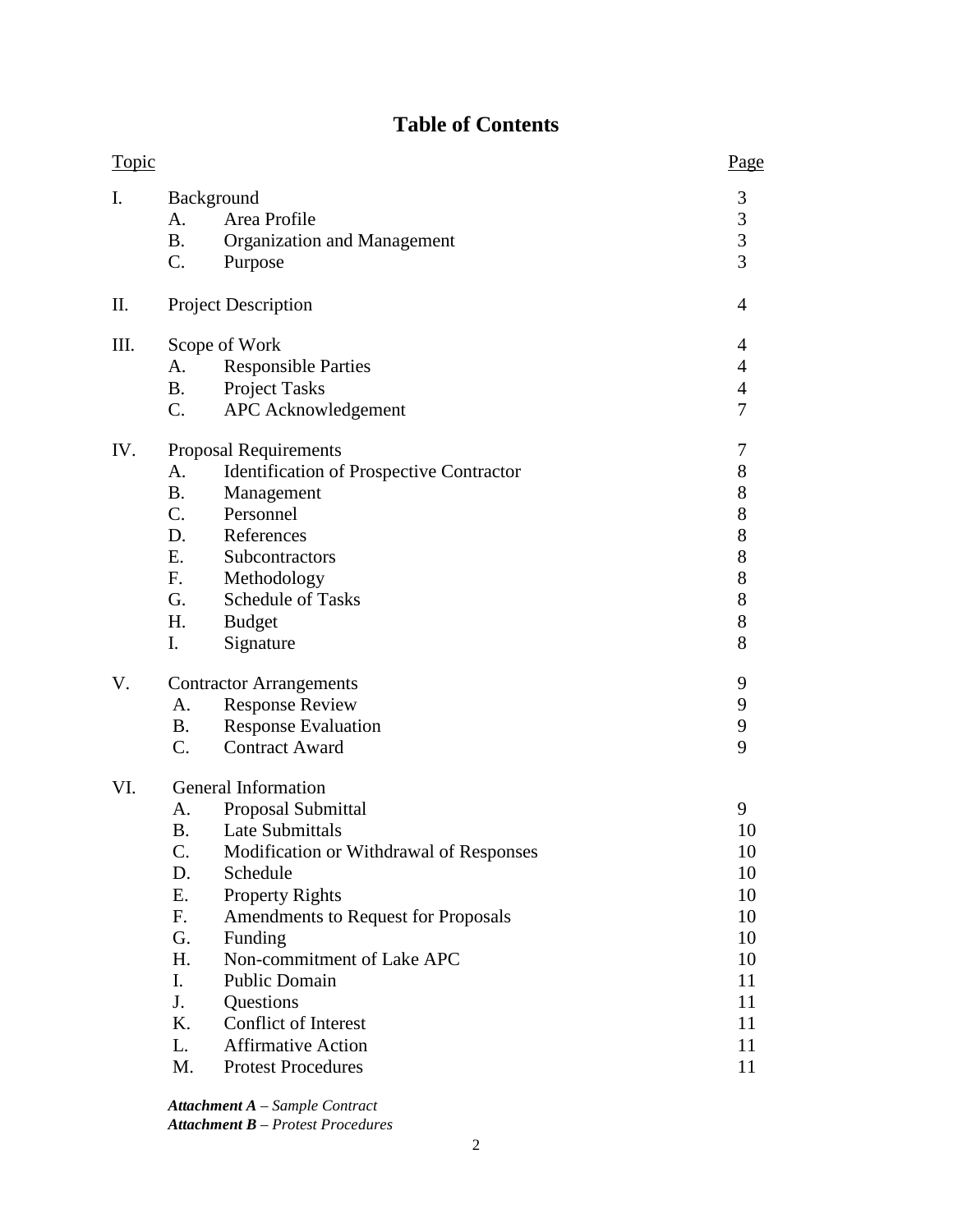# Table of Contents

| Topic | | Page |
|---|---|---|
| I. | Background | 3 |
| | A. Area Profile | 3 |
| | B. Organization and Management | 3 |
| | C. Purpose | 3 |
| II. | Project Description | 4 |
| III. | Scope of Work | 4 |
| | A. Responsible Parties | 4 |
| | B. Project Tasks | 4 |
| | C. APC Acknowledgement | 7 |
| IV. | Proposal Requirements | 7 |
| | A. Identification of Prospective Contractor | 8 |
| | B. Management | 8 |
| | C. Personnel | 8 |
| | D. References | 8 |
| | E. Subcontractors | 8 |
| | F. Methodology | 8 |
| | G. Schedule of Tasks | 8 |
| | H. Budget | 8 |
| | I. Signature | 8 |
| V. | Contractor Arrangements | 9 |
| | A. Response Review | 9 |
| | B. Response Evaluation | 9 |
| | C. Contract Award | 9 |
| VI. | General Information | |
| | A. Proposal Submittal | 9 |
| | B. Late Submittals | 10 |
| | C. Modification or Withdrawal of Responses | 10 |
| | D. Schedule | 10 |
| | E. Property Rights | 10 |
| | F. Amendments to Request for Proposals | 10 |
| | G. Funding | 10 |
| | H. Non-commitment of Lake APC | 10 |
| | I. Public Domain | 11 |
| | J. Questions | 11 |
| | K. Conflict of Interest | 11 |
| | L. Affirmative Action | 11 |
| | M. Protest Procedures | 11 |

***Attachment A** – Sample Contract*
***Attachment B** – Protest Procedures*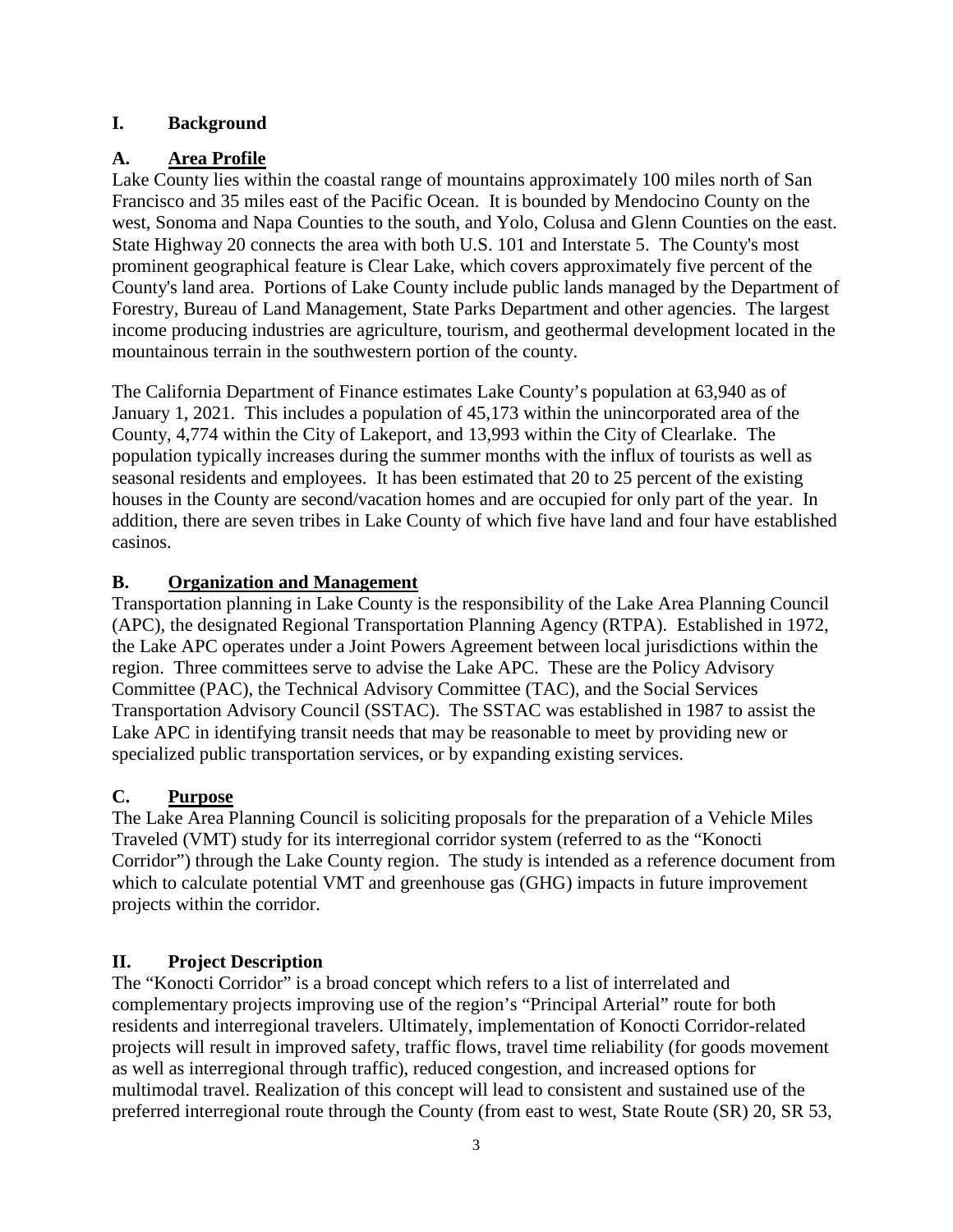## I. Background

### A. Area Profile

Lake County lies within the coastal range of mountains approximately 100 miles north of San Francisco and 35 miles east of the Pacific Ocean. It is bounded by Mendocino County on the west, Sonoma and Napa Counties to the south, and Yolo, Colusa and Glenn Counties on the east. State Highway 20 connects the area with both U.S. 101 and Interstate 5. The County's most prominent geographical feature is Clear Lake, which covers approximately five percent of the County's land area. Portions of Lake County include public lands managed by the Department of Forestry, Bureau of Land Management, State Parks Department and other agencies. The largest income producing industries are agriculture, tourism, and geothermal development located in the mountainous terrain in the southwestern portion of the county.

The California Department of Finance estimates Lake County's population at 63,940 as of January 1, 2021. This includes a population of 45,173 within the unincorporated area of the County, 4,774 within the City of Lakeport, and 13,993 within the City of Clearlake. The population typically increases during the summer months with the influx of tourists as well as seasonal residents and employees. It has been estimated that 20 to 25 percent of the existing houses in the County are second/vacation homes and are occupied for only part of the year. In addition, there are seven tribes in Lake County of which five have land and four have established casinos.

### B. Organization and Management

Transportation planning in Lake County is the responsibility of the Lake Area Planning Council (APC), the designated Regional Transportation Planning Agency (RTPA). Established in 1972, the Lake APC operates under a Joint Powers Agreement between local jurisdictions within the region. Three committees serve to advise the Lake APC. These are the Policy Advisory Committee (PAC), the Technical Advisory Committee (TAC), and the Social Services Transportation Advisory Council (SSTAC). The SSTAC was established in 1987 to assist the Lake APC in identifying transit needs that may be reasonable to meet by providing new or specialized public transportation services, or by expanding existing services.

### C. Purpose

The Lake Area Planning Council is soliciting proposals for the preparation of a Vehicle Miles Traveled (VMT) study for its interregional corridor system (referred to as the "Konocti Corridor") through the Lake County region. The study is intended as a reference document from which to calculate potential VMT and greenhouse gas (GHG) impacts in future improvement projects within the corridor.

## II. Project Description

The "Konocti Corridor" is a broad concept which refers to a list of interrelated and complementary projects improving use of the region's "Principal Arterial" route for both residents and interregional travelers. Ultimately, implementation of Konocti Corridor-related projects will result in improved safety, traffic flows, travel time reliability (for goods movement as well as interregional through traffic), reduced congestion, and increased options for multimodal travel. Realization of this concept will lead to consistent and sustained use of the preferred interregional route through the County (from east to west, State Route (SR) 20, SR 53,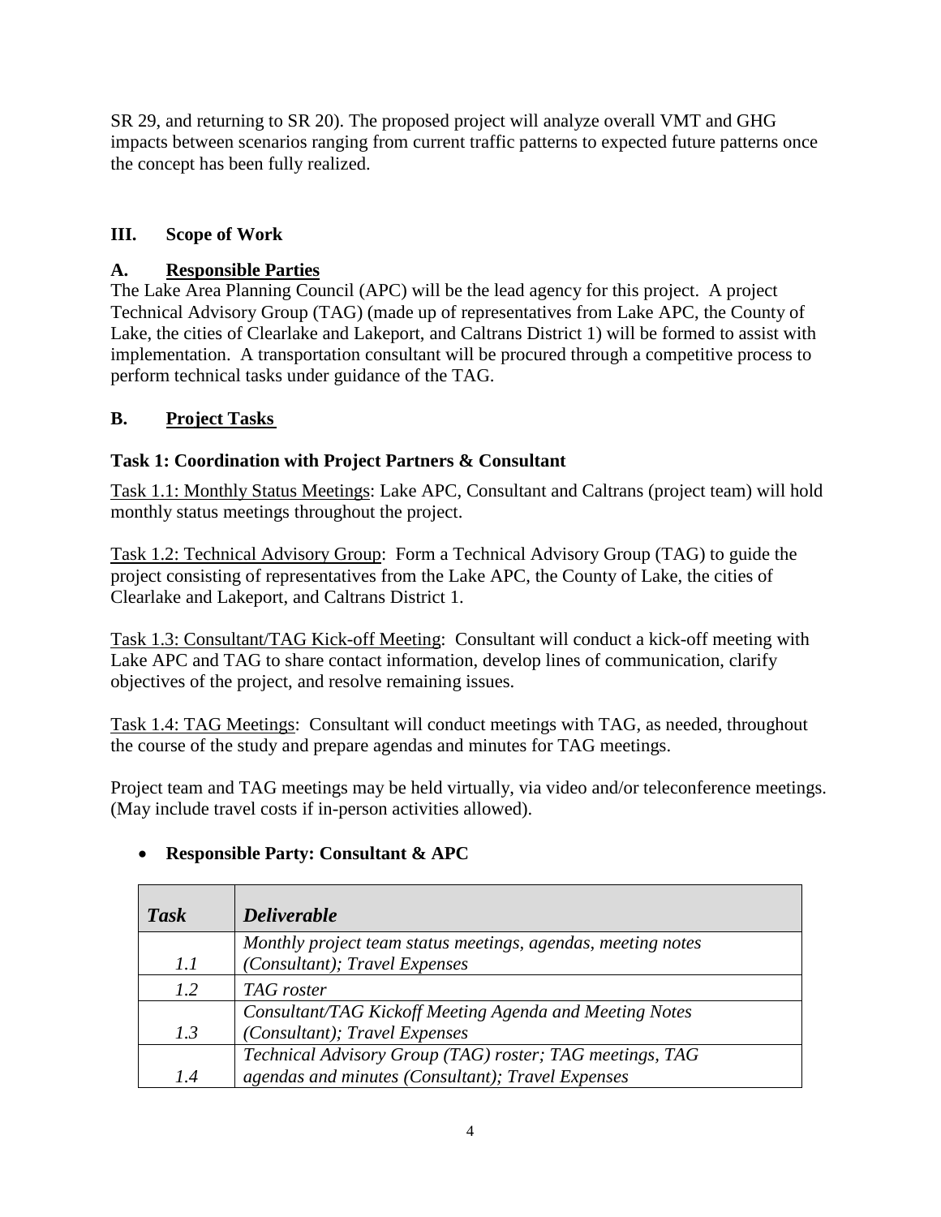SR 29, and returning to SR 20). The proposed project will analyze overall VMT and GHG impacts between scenarios ranging from current traffic patterns to expected future patterns once the concept has been fully realized.

## III. Scope of Work

### A. Responsible Parties

The Lake Area Planning Council (APC) will be the lead agency for this project. A project Technical Advisory Group (TAG) (made up of representatives from Lake APC, the County of Lake, the cities of Clearlake and Lakeport, and Caltrans District 1) will be formed to assist with implementation. A transportation consultant will be procured through a competitive process to perform technical tasks under guidance of the TAG.

### B. Project Tasks

#### Task 1: Coordination with Project Partners & Consultant

Task 1.1: Monthly Status Meetings: Lake APC, Consultant and Caltrans (project team) will hold monthly status meetings throughout the project.

Task 1.2: Technical Advisory Group: Form a Technical Advisory Group (TAG) to guide the project consisting of representatives from the Lake APC, the County of Lake, the cities of Clearlake and Lakeport, and Caltrans District 1.

Task 1.3: Consultant/TAG Kick-off Meeting: Consultant will conduct a kick-off meeting with Lake APC and TAG to share contact information, develop lines of communication, clarify objectives of the project, and resolve remaining issues.

Task 1.4: TAG Meetings: Consultant will conduct meetings with TAG, as needed, throughout the course of the study and prepare agendas and minutes for TAG meetings.

Project team and TAG meetings may be held virtually, via video and/or teleconference meetings. (May include travel costs if in-person activities allowed).

- **Responsible Party: Consultant & APC**

| *Task* | *Deliverable* |
|---|---|
| *1.1* | *Monthly project team status meetings, agendas, meeting notes (Consultant); Travel Expenses* |
| *1.2* | *TAG roster* |
| *1.3* | *Consultant/TAG Kickoff Meeting Agenda and Meeting Notes (Consultant); Travel Expenses* |
| *1.4* | *Technical Advisory Group (TAG) roster; TAG meetings, TAG agendas and minutes (Consultant); Travel Expenses* |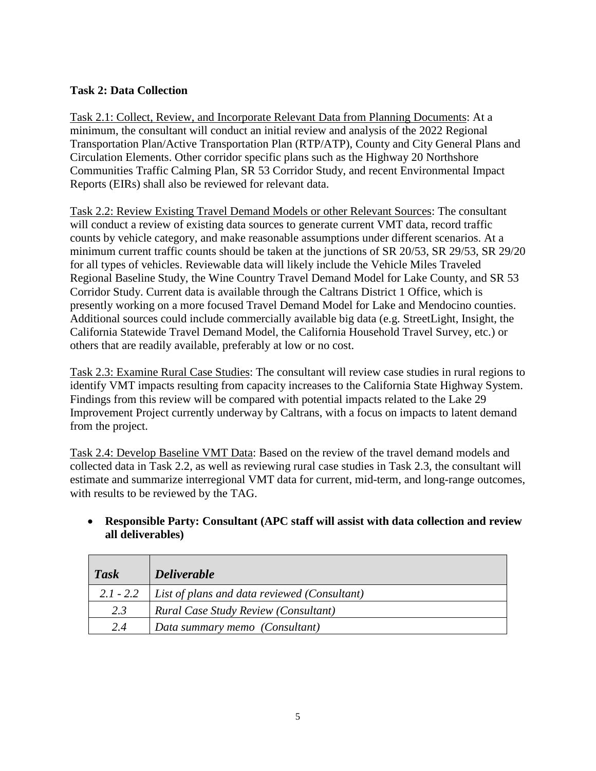**Task 2: Data Collection**

Task 2.1: Collect, Review, and Incorporate Relevant Data from Planning Documents: At a minimum, the consultant will conduct an initial review and analysis of the 2022 Regional Transportation Plan/Active Transportation Plan (RTP/ATP), County and City General Plans and Circulation Elements. Other corridor specific plans such as the Highway 20 Northshore Communities Traffic Calming Plan, SR 53 Corridor Study, and recent Environmental Impact Reports (EIRs) shall also be reviewed for relevant data.

Task 2.2: Review Existing Travel Demand Models or other Relevant Sources: The consultant will conduct a review of existing data sources to generate current VMT data, record traffic counts by vehicle category, and make reasonable assumptions under different scenarios. At a minimum current traffic counts should be taken at the junctions of SR 20/53, SR 29/53, SR 29/20 for all types of vehicles. Reviewable data will likely include the Vehicle Miles Traveled Regional Baseline Study, the Wine Country Travel Demand Model for Lake County, and SR 53 Corridor Study. Current data is available through the Caltrans District 1 Office, which is presently working on a more focused Travel Demand Model for Lake and Mendocino counties. Additional sources could include commercially available big data (e.g. StreetLight, Insight, the California Statewide Travel Demand Model, the California Household Travel Survey, etc.) or others that are readily available, preferably at low or no cost.

Task 2.3: Examine Rural Case Studies: The consultant will review case studies in rural regions to identify VMT impacts resulting from capacity increases to the California State Highway System. Findings from this review will be compared with potential impacts related to the Lake 29 Improvement Project currently underway by Caltrans, with a focus on impacts to latent demand from the project.

Task 2.4: Develop Baseline VMT Data: Based on the review of the travel demand models and collected data in Task 2.2, as well as reviewing rural case studies in Task 2.3, the consultant will estimate and summarize interregional VMT data for current, mid-term, and long-range outcomes, with results to be reviewed by the TAG.

- **Responsible Party: Consultant (APC staff will assist with data collection and review all deliverables)**

| *Task* | *Deliverable* |
|---|---|
| *2.1 - 2.2* | *List of plans and data reviewed (Consultant)* |
| *2.3* | *Rural Case Study Review (Consultant)* |
| *2.4* | *Data summary memo (Consultant)* |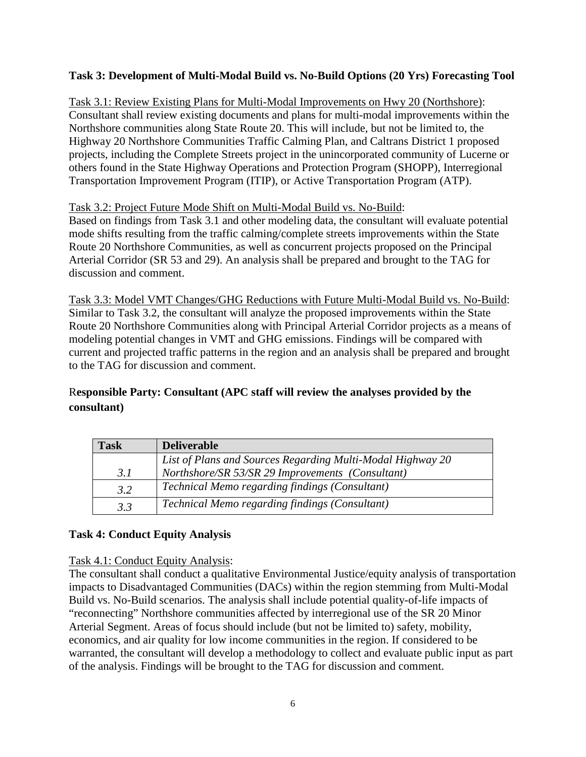**Task 3: Development of Multi-Modal Build vs. No-Build Options (20 Yrs) Forecasting Tool**

Task 3.1: Review Existing Plans for Multi-Modal Improvements on Hwy 20 (Northshore):
Consultant shall review existing documents and plans for multi-modal improvements within the Northshore communities along State Route 20. This will include, but not be limited to, the Highway 20 Northshore Communities Traffic Calming Plan, and Caltrans District 1 proposed projects, including the Complete Streets project in the unincorporated community of Lucerne or others found in the State Highway Operations and Protection Program (SHOPP), Interregional Transportation Improvement Program (ITIP), or Active Transportation Program (ATP).

Task 3.2: Project Future Mode Shift on Multi-Modal Build vs. No-Build:
Based on findings from Task 3.1 and other modeling data, the consultant will evaluate potential mode shifts resulting from the traffic calming/complete streets improvements within the State Route 20 Northshore Communities, as well as concurrent projects proposed on the Principal Arterial Corridor (SR 53 and 29). An analysis shall be prepared and brought to the TAG for discussion and comment.

Task 3.3: Model VMT Changes/GHG Reductions with Future Multi-Modal Build vs. No-Build:
Similar to Task 3.2, the consultant will analyze the proposed improvements within the State Route 20 Northshore Communities along with Principal Arterial Corridor projects as a means of modeling potential changes in VMT and GHG emissions. Findings will be compared with current and projected traffic patterns in the region and an analysis shall be prepared and brought to the TAG for discussion and comment.

**Responsible Party: Consultant (APC staff will review the analyses provided by the consultant)**

| Task | Deliverable |
|---|---|
| *3.1* | *List of Plans and Sources Regarding Multi-Modal Highway 20 Northshore/SR 53/SR 29 Improvements (Consultant)* |
| *3.2* | *Technical Memo regarding findings (Consultant)* |
| *3.3* | *Technical Memo regarding findings (Consultant)* |

**Task 4: Conduct Equity Analysis**

Task 4.1: Conduct Equity Analysis:
The consultant shall conduct a qualitative Environmental Justice/equity analysis of transportation impacts to Disadvantaged Communities (DACs) within the region stemming from Multi-Modal Build vs. No-Build scenarios. The analysis shall include potential quality-of-life impacts of "reconnecting" Northshore communities affected by interregional use of the SR 20 Minor Arterial Segment. Areas of focus should include (but not be limited to) safety, mobility, economics, and air quality for low income communities in the region. If considered to be warranted, the consultant will develop a methodology to collect and evaluate public input as part of the analysis. Findings will be brought to the TAG for discussion and comment.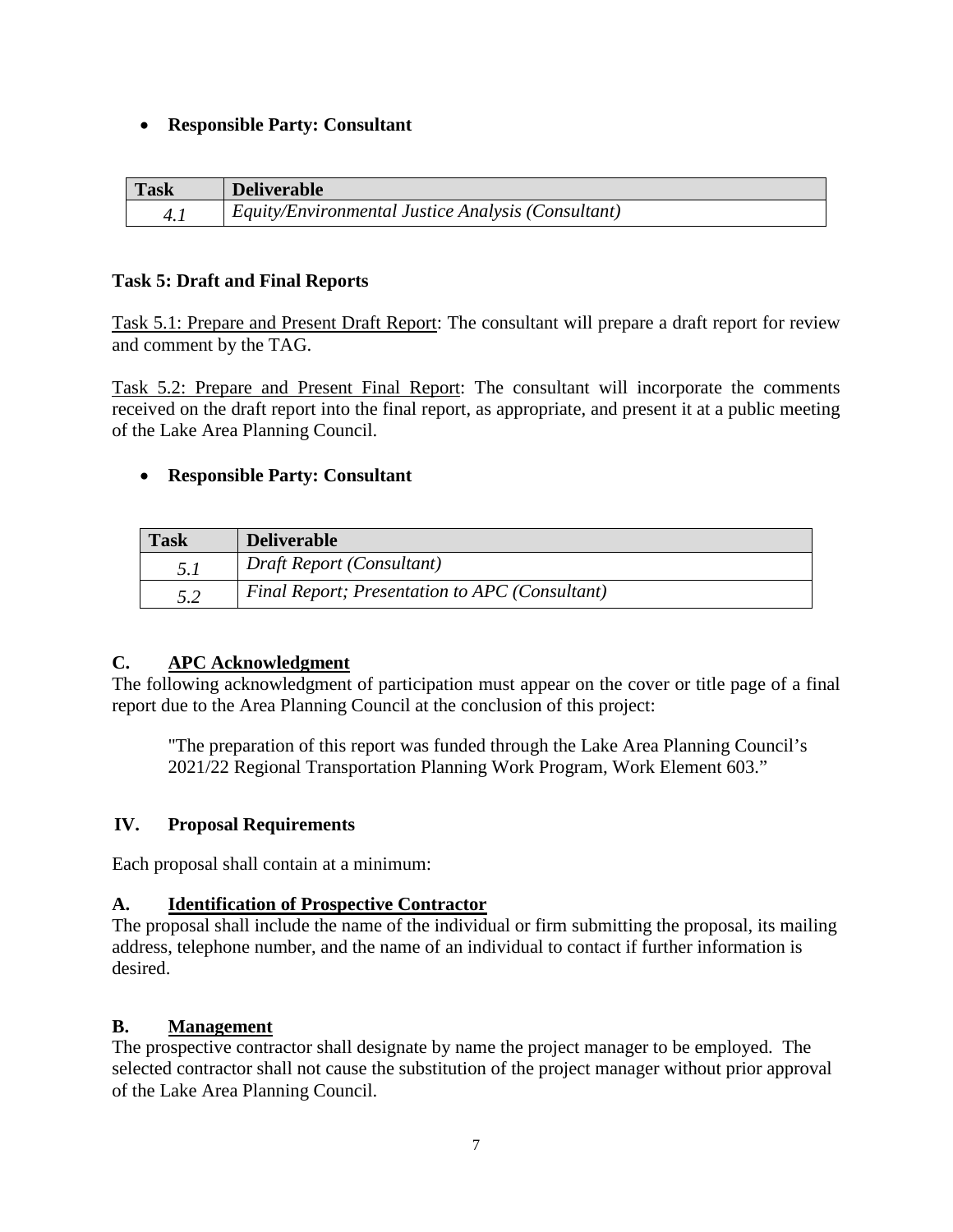- **Responsible Party: Consultant**

| Task | Deliverable |
| --- | --- |
| *4.1* | *Equity/Environmental Justice Analysis (Consultant)* |

**Task 5: Draft and Final Reports**

Task 5.1: Prepare and Present Draft Report: The consultant will prepare a draft report for review and comment by the TAG.

Task 5.2: Prepare and Present Final Report: The consultant will incorporate the comments received on the draft report into the final report, as appropriate, and present it at a public meeting of the Lake Area Planning Council.

- **Responsible Party: Consultant**

| Task | Deliverable |
| --- | --- |
| *5.1* | *Draft Report (Consultant)* |
| *5.2* | *Final Report; Presentation to APC (Consultant)* |

### C. APC Acknowledgment

The following acknowledgment of participation must appear on the cover or title page of a final report due to the Area Planning Council at the conclusion of this project:

> "The preparation of this report was funded through the Lake Area Planning Council's 2021/22 Regional Transportation Planning Work Program, Work Element 603."

## IV. Proposal Requirements

Each proposal shall contain at a minimum:

### A. Identification of Prospective Contractor

The proposal shall include the name of the individual or firm submitting the proposal, its mailing address, telephone number, and the name of an individual to contact if further information is desired.

### B. Management

The prospective contractor shall designate by name the project manager to be employed. The selected contractor shall not cause the substitution of the project manager without prior approval of the Lake Area Planning Council.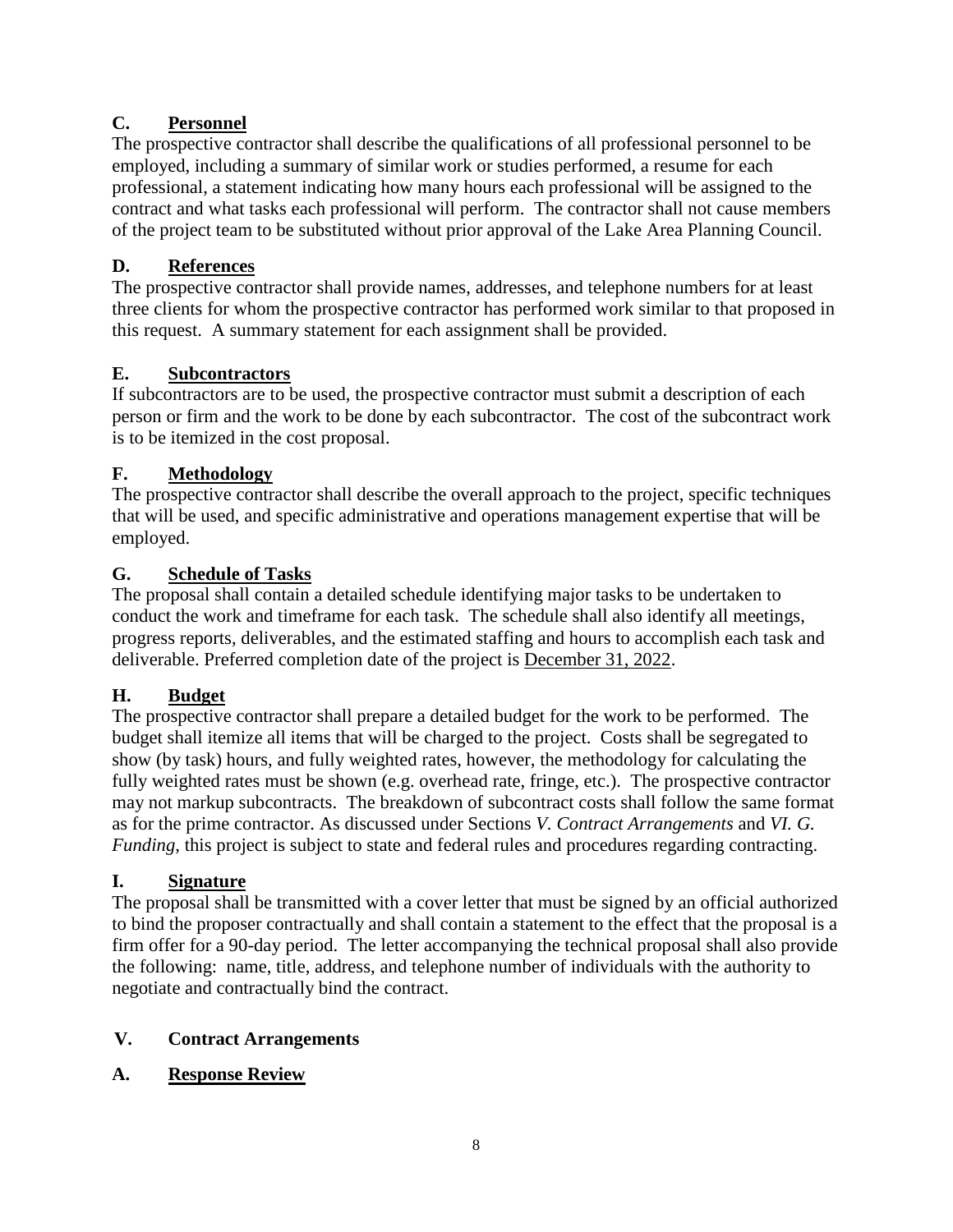### C. Personnel

The prospective contractor shall describe the qualifications of all professional personnel to be employed, including a summary of similar work or studies performed, a resume for each professional, a statement indicating how many hours each professional will be assigned to the contract and what tasks each professional will perform. The contractor shall not cause members of the project team to be substituted without prior approval of the Lake Area Planning Council.

### D. References

The prospective contractor shall provide names, addresses, and telephone numbers for at least three clients for whom the prospective contractor has performed work similar to that proposed in this request. A summary statement for each assignment shall be provided.

### E. Subcontractors

If subcontractors are to be used, the prospective contractor must submit a description of each person or firm and the work to be done by each subcontractor. The cost of the subcontract work is to be itemized in the cost proposal.

### F. Methodology

The prospective contractor shall describe the overall approach to the project, specific techniques that will be used, and specific administrative and operations management expertise that will be employed.

### G. Schedule of Tasks

The proposal shall contain a detailed schedule identifying major tasks to be undertaken to conduct the work and timeframe for each task. The schedule shall also identify all meetings, progress reports, deliverables, and the estimated staffing and hours to accomplish each task and deliverable. Preferred completion date of the project is December 31, 2022.

### H. Budget

The prospective contractor shall prepare a detailed budget for the work to be performed. The budget shall itemize all items that will be charged to the project. Costs shall be segregated to show (by task) hours, and fully weighted rates, however, the methodology for calculating the fully weighted rates must be shown (e.g. overhead rate, fringe, etc.). The prospective contractor may not markup subcontracts. The breakdown of subcontract costs shall follow the same format as for the prime contractor. As discussed under Sections *V. Contract Arrangements* and *VI. G. Funding,* this project is subject to state and federal rules and procedures regarding contracting.

### I. Signature

The proposal shall be transmitted with a cover letter that must be signed by an official authorized to bind the proposer contractually and shall contain a statement to the effect that the proposal is a firm offer for a 90-day period. The letter accompanying the technical proposal shall also provide the following: name, title, address, and telephone number of individuals with the authority to negotiate and contractually bind the contract.

## V. Contract Arrangements

### A. Response Review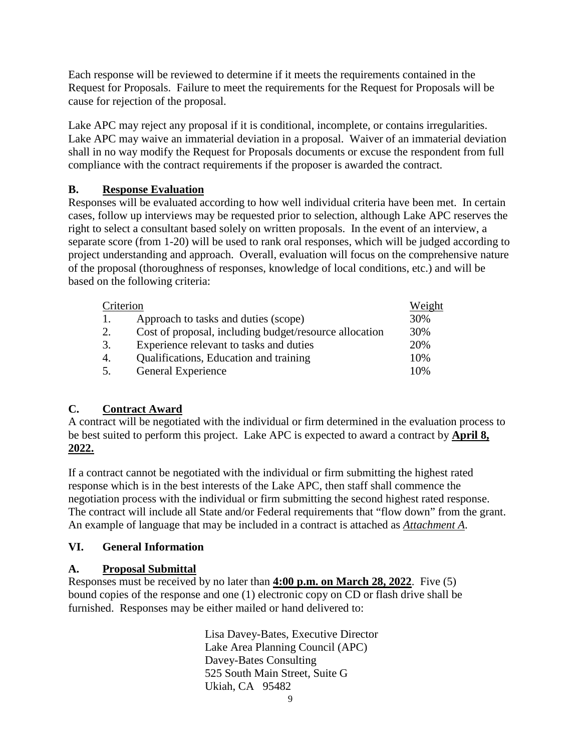Each response will be reviewed to determine if it meets the requirements contained in the Request for Proposals. Failure to meet the requirements for the Request for Proposals will be cause for rejection of the proposal.

Lake APC may reject any proposal if it is conditional, incomplete, or contains irregularities. Lake APC may waive an immaterial deviation in a proposal. Waiver of an immaterial deviation shall in no way modify the Request for Proposals documents or excuse the respondent from full compliance with the contract requirements if the proposer is awarded the contract.

### B. <u>Response Evaluation</u>

Responses will be evaluated according to how well individual criteria have been met. In certain cases, follow up interviews may be requested prior to selection, although Lake APC reserves the right to select a consultant based solely on written proposals. In the event of an interview, a separate score (from 1-20) will be used to rank oral responses, which will be judged according to project understanding and approach. Overall, evaluation will focus on the comprehensive nature of the proposal (thoroughness of responses, knowledge of local conditions, etc.) and will be based on the following criteria:

| Criterion | | Weight |
|---|---|---|
| 1. | Approach to tasks and duties (scope) | 30% |
| 2. | Cost of proposal, including budget/resource allocation | 30% |
| 3. | Experience relevant to tasks and duties | 20% |
| 4. | Qualifications, Education and training | 10% |
| 5. | General Experience | 10% |

### C. <u>Contract Award</u>

A contract will be negotiated with the individual or firm determined in the evaluation process to be best suited to perform this project. Lake APC is expected to award a contract by **<u>April 8, 2022.</u>**

If a contract cannot be negotiated with the individual or firm submitting the highest rated response which is in the best interests of the Lake APC, then staff shall commence the negotiation process with the individual or firm submitting the second highest rated response. The contract will include all State and/or Federal requirements that "flow down" from the grant. An example of language that may be included in a contract is attached as <u>*Attachment A*</u>.

## VI. General Information

### A. <u>Proposal Submittal</u>

Responses must be received by no later than **<u>4:00 p.m. on March 28, 2022</u>**. Five (5) bound copies of the response and one (1) electronic copy on CD or flash drive shall be furnished. Responses may be either mailed or hand delivered to:

Lisa Davey-Bates, Executive Director
Lake Area Planning Council (APC)
Davey-Bates Consulting
525 South Main Street, Suite G
Ukiah, CA 95482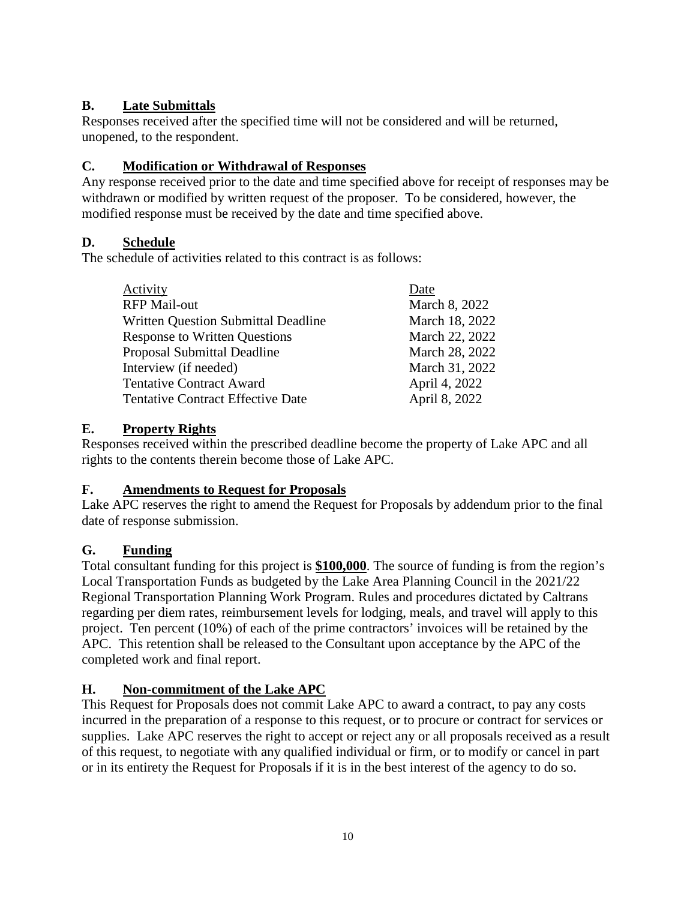## B. Late Submittals

Responses received after the specified time will not be considered and will be returned, unopened, to the respondent.

## C. Modification or Withdrawal of Responses

Any response received prior to the date and time specified above for receipt of responses may be withdrawn or modified by written request of the proposer. To be considered, however, the modified response must be received by the date and time specified above.

## D. Schedule

The schedule of activities related to this contract is as follows:

| Activity | Date |
|---|---|
| RFP Mail-out | March 8, 2022 |
| Written Question Submittal Deadline | March 18, 2022 |
| Response to Written Questions | March 22, 2022 |
| Proposal Submittal Deadline | March 28, 2022 |
| Interview (if needed) | March 31, 2022 |
| Tentative Contract Award | April 4, 2022 |
| Tentative Contract Effective Date | April 8, 2022 |

## E. Property Rights

Responses received within the prescribed deadline become the property of Lake APC and all rights to the contents therein become those of Lake APC.

## F. Amendments to Request for Proposals

Lake APC reserves the right to amend the Request for Proposals by addendum prior to the final date of response submission.

## G. Funding

Total consultant funding for this project is **$100,000**. The source of funding is from the region's Local Transportation Funds as budgeted by the Lake Area Planning Council in the 2021/22 Regional Transportation Planning Work Program. Rules and procedures dictated by Caltrans regarding per diem rates, reimbursement levels for lodging, meals, and travel will apply to this project. Ten percent (10%) of each of the prime contractors' invoices will be retained by the APC. This retention shall be released to the Consultant upon acceptance by the APC of the completed work and final report.

## H. Non-commitment of the Lake APC

This Request for Proposals does not commit Lake APC to award a contract, to pay any costs incurred in the preparation of a response to this request, or to procure or contract for services or supplies. Lake APC reserves the right to accept or reject any or all proposals received as a result of this request, to negotiate with any qualified individual or firm, or to modify or cancel in part or in its entirety the Request for Proposals if it is in the best interest of the agency to do so.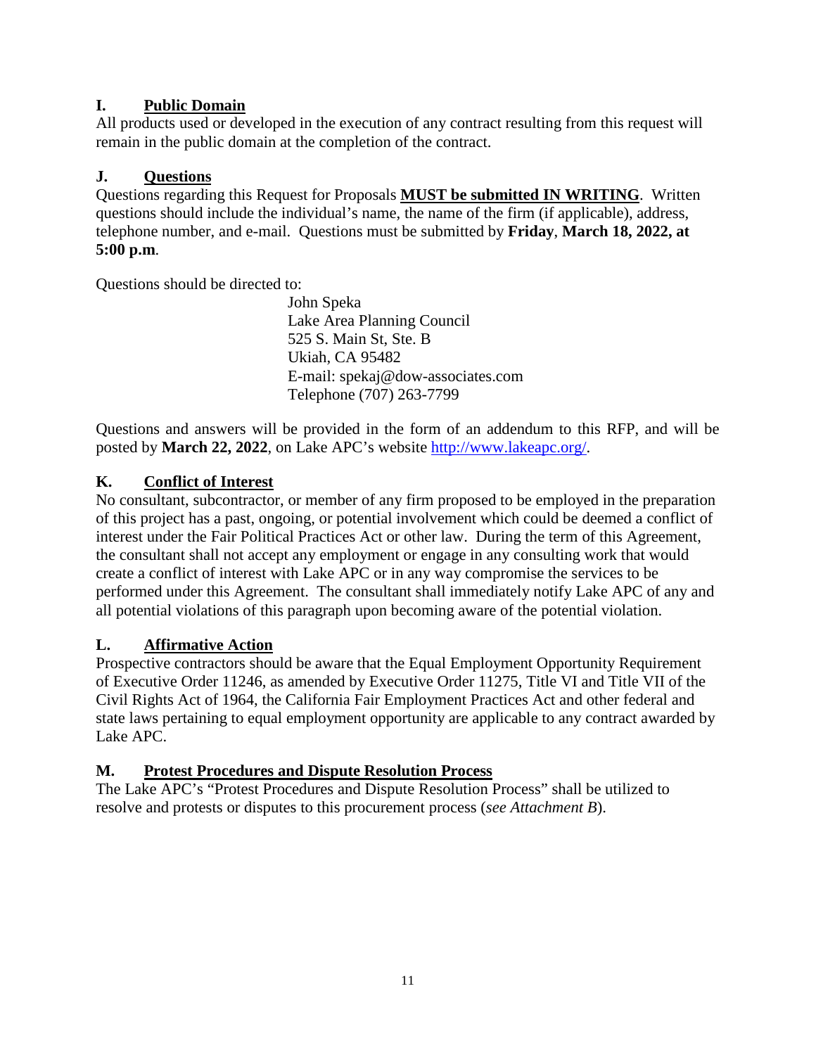## I. Public Domain

All products used or developed in the execution of any contract resulting from this request will remain in the public domain at the completion of the contract.

## J. Questions

Questions regarding this Request for Proposals **MUST be submitted IN WRITING**. Written questions should include the individual's name, the name of the firm (if applicable), address, telephone number, and e-mail. Questions must be submitted by **Friday**, **March 18, 2022, at 5:00 p.m**.

Questions should be directed to:

John Speka
Lake Area Planning Council
525 S. Main St, Ste. B
Ukiah, CA 95482
E-mail: spekaj@dow-associates.com
Telephone (707) 263-7799

Questions and answers will be provided in the form of an addendum to this RFP, and will be posted by **March 22, 2022**, on Lake APC's website http://www.lakeapc.org/.

## K. Conflict of Interest

No consultant, subcontractor, or member of any firm proposed to be employed in the preparation of this project has a past, ongoing, or potential involvement which could be deemed a conflict of interest under the Fair Political Practices Act or other law. During the term of this Agreement, the consultant shall not accept any employment or engage in any consulting work that would create a conflict of interest with Lake APC or in any way compromise the services to be performed under this Agreement. The consultant shall immediately notify Lake APC of any and all potential violations of this paragraph upon becoming aware of the potential violation.

## L. Affirmative Action

Prospective contractors should be aware that the Equal Employment Opportunity Requirement of Executive Order 11246, as amended by Executive Order 11275, Title VI and Title VII of the Civil Rights Act of 1964, the California Fair Employment Practices Act and other federal and state laws pertaining to equal employment opportunity are applicable to any contract awarded by Lake APC.

## M. Protest Procedures and Dispute Resolution Process

The Lake APC's "Protest Procedures and Dispute Resolution Process" shall be utilized to resolve and protests or disputes to this procurement process (*see Attachment B*).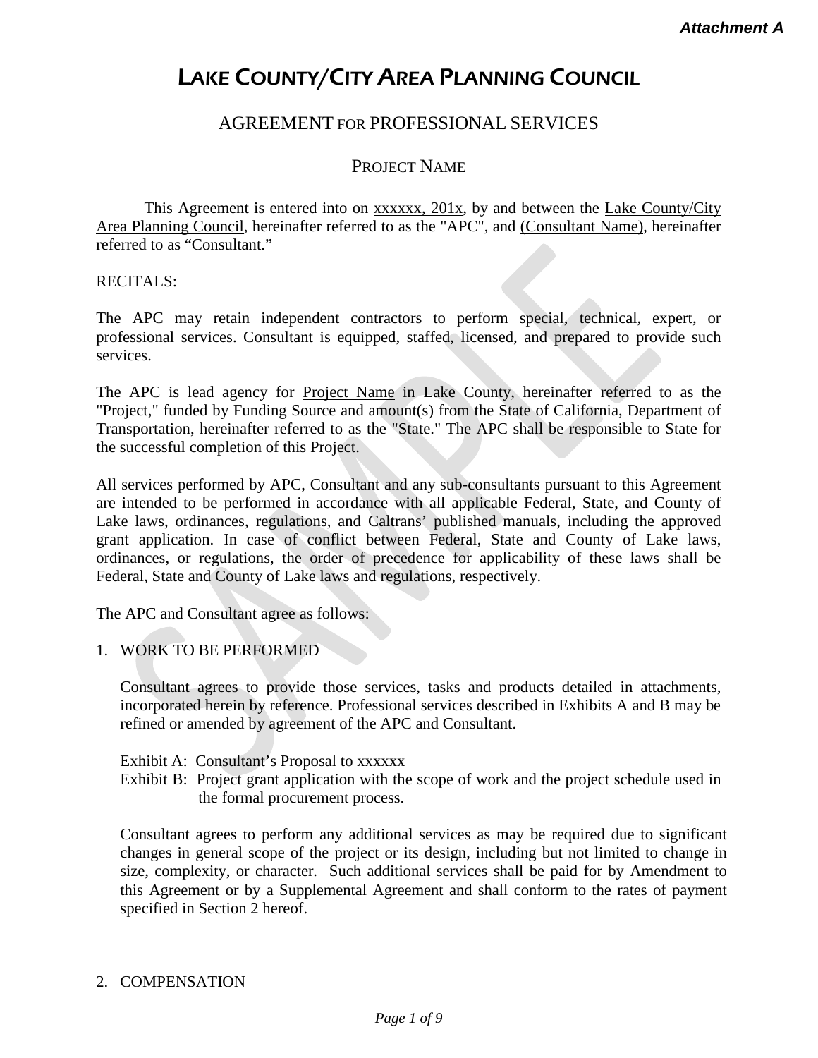*Attachment A*

# LAKE COUNTY/CITY AREA PLANNING COUNCIL

## AGREEMENT FOR PROFESSIONAL SERVICES

### PROJECT NAME

This Agreement is entered into on xxxxxx, 201x, by and between the Lake County/City Area Planning Council, hereinafter referred to as the "APC", and (Consultant Name), hereinafter referred to as "Consultant."

RECITALS:

The APC may retain independent contractors to perform special, technical, expert, or professional services. Consultant is equipped, staffed, licensed, and prepared to provide such services.

The APC is lead agency for Project Name in Lake County, hereinafter referred to as the "Project," funded by Funding Source and amount(s) from the State of California, Department of Transportation, hereinafter referred to as the "State." The APC shall be responsible to State for the successful completion of this Project.

All services performed by APC, Consultant and any sub-consultants pursuant to this Agreement are intended to be performed in accordance with all applicable Federal, State, and County of Lake laws, ordinances, regulations, and Caltrans' published manuals, including the approved grant application. In case of conflict between Federal, State and County of Lake laws, ordinances, or regulations, the order of precedence for applicability of these laws shall be Federal, State and County of Lake laws and regulations, respectively.

The APC and Consultant agree as follows:

1. WORK TO BE PERFORMED

   Consultant agrees to provide those services, tasks and products detailed in attachments, incorporated herein by reference. Professional services described in Exhibits A and B may be refined or amended by agreement of the APC and Consultant.

   Exhibit A: Consultant's Proposal to xxxxxx
   Exhibit B: Project grant application with the scope of work and the project schedule used in the formal procurement process.

   Consultant agrees to perform any additional services as may be required due to significant changes in general scope of the project or its design, including but not limited to change in size, complexity, or character. Such additional services shall be paid for by Amendment to this Agreement or by a Supplemental Agreement and shall conform to the rates of payment specified in Section 2 hereof.

2. COMPENSATION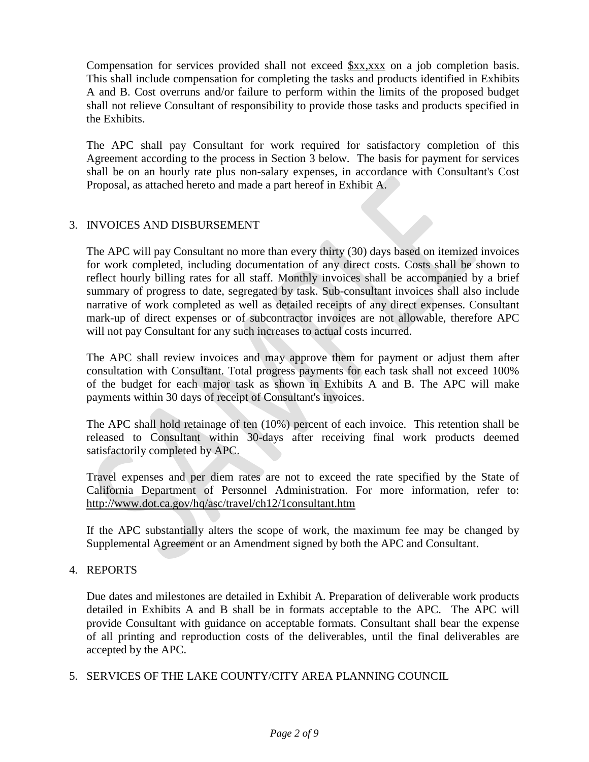Compensation for services provided shall not exceed $xx,xxx on a job completion basis. This shall include compensation for completing the tasks and products identified in Exhibits A and B. Cost overruns and/or failure to perform within the limits of the proposed budget shall not relieve Consultant of responsibility to provide those tasks and products specified in the Exhibits.

The APC shall pay Consultant for work required for satisfactory completion of this Agreement according to the process in Section 3 below. The basis for payment for services shall be on an hourly rate plus non-salary expenses, in accordance with Consultant's Cost Proposal, as attached hereto and made a part hereof in Exhibit A.

3. INVOICES AND DISBURSEMENT

The APC will pay Consultant no more than every thirty (30) days based on itemized invoices for work completed, including documentation of any direct costs. Costs shall be shown to reflect hourly billing rates for all staff. Monthly invoices shall be accompanied by a brief summary of progress to date, segregated by task. Sub-consultant invoices shall also include narrative of work completed as well as detailed receipts of any direct expenses. Consultant mark-up of direct expenses or of subcontractor invoices are not allowable, therefore APC will not pay Consultant for any such increases to actual costs incurred.

The APC shall review invoices and may approve them for payment or adjust them after consultation with Consultant. Total progress payments for each task shall not exceed 100% of the budget for each major task as shown in Exhibits A and B. The APC will make payments within 30 days of receipt of Consultant's invoices.

The APC shall hold retainage of ten (10%) percent of each invoice. This retention shall be released to Consultant within 30-days after receiving final work products deemed satisfactorily completed by APC.

Travel expenses and per diem rates are not to exceed the rate specified by the State of California Department of Personnel Administration. For more information, refer to: http://www.dot.ca.gov/hq/asc/travel/ch12/1consultant.htm

If the APC substantially alters the scope of work, the maximum fee may be changed by Supplemental Agreement or an Amendment signed by both the APC and Consultant.

4. REPORTS

Due dates and milestones are detailed in Exhibit A. Preparation of deliverable work products detailed in Exhibits A and B shall be in formats acceptable to the APC. The APC will provide Consultant with guidance on acceptable formats. Consultant shall bear the expense of all printing and reproduction costs of the deliverables, until the final deliverables are accepted by the APC.

5. SERVICES OF THE LAKE COUNTY/CITY AREA PLANNING COUNCIL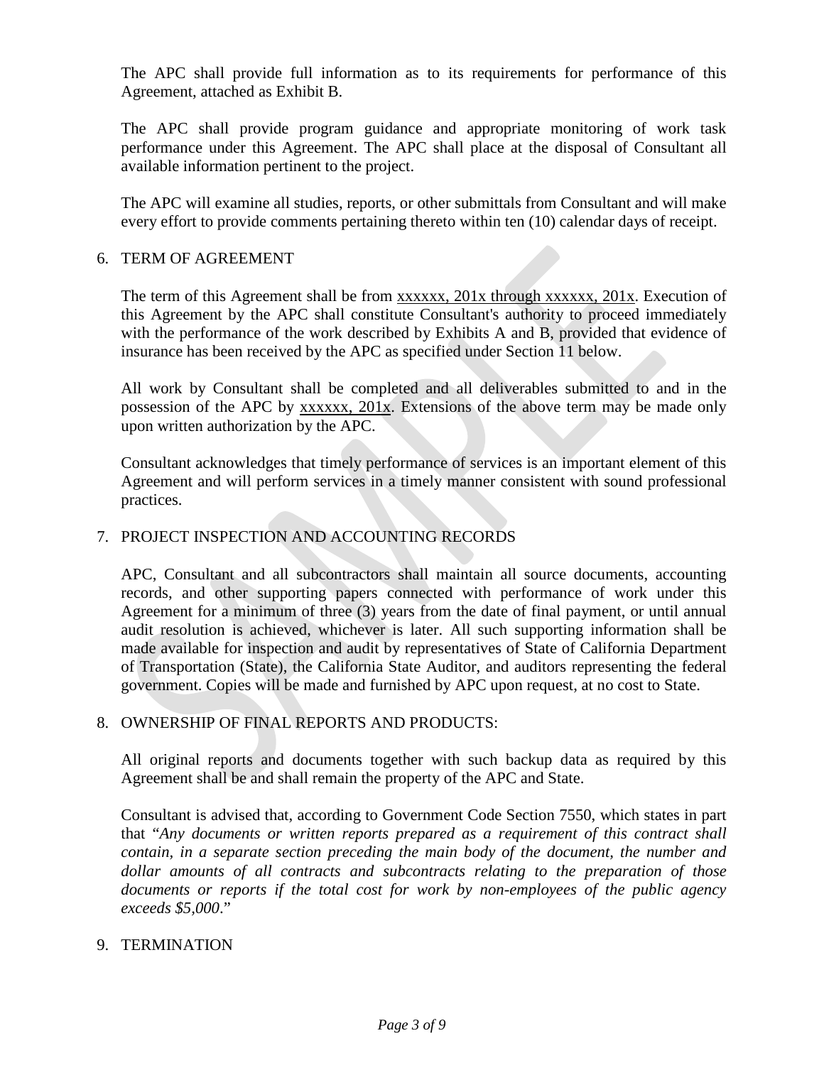The APC shall provide full information as to its requirements for performance of this Agreement, attached as Exhibit B.

The APC shall provide program guidance and appropriate monitoring of work task performance under this Agreement. The APC shall place at the disposal of Consultant all available information pertinent to the project.

The APC will examine all studies, reports, or other submittals from Consultant and will make every effort to provide comments pertaining thereto within ten (10) calendar days of receipt.

6. TERM OF AGREEMENT

The term of this Agreement shall be from <u>xxxxxx, 201x through xxxxxx, 201x</u>. Execution of this Agreement by the APC shall constitute Consultant's authority to proceed immediately with the performance of the work described by Exhibits A and B, provided that evidence of insurance has been received by the APC as specified under Section 11 below.

All work by Consultant shall be completed and all deliverables submitted to and in the possession of the APC by <u>xxxxxx, 201x</u>. Extensions of the above term may be made only upon written authorization by the APC.

Consultant acknowledges that timely performance of services is an important element of this Agreement and will perform services in a timely manner consistent with sound professional practices.

7. PROJECT INSPECTION AND ACCOUNTING RECORDS

APC, Consultant and all subcontractors shall maintain all source documents, accounting records, and other supporting papers connected with performance of work under this Agreement for a minimum of three (3) years from the date of final payment, or until annual audit resolution is achieved, whichever is later. All such supporting information shall be made available for inspection and audit by representatives of State of California Department of Transportation (State), the California State Auditor, and auditors representing the federal government. Copies will be made and furnished by APC upon request, at no cost to State.

8. OWNERSHIP OF FINAL REPORTS AND PRODUCTS:

All original reports and documents together with such backup data as required by this Agreement shall be and shall remain the property of the APC and State.

Consultant is advised that, according to Government Code Section 7550, which states in part that "*Any documents or written reports prepared as a requirement of this contract shall contain, in a separate section preceding the main body of the document, the number and dollar amounts of all contracts and subcontracts relating to the preparation of those documents or reports if the total cost for work by non-employees of the public agency exceeds $5,000*."

9. TERMINATION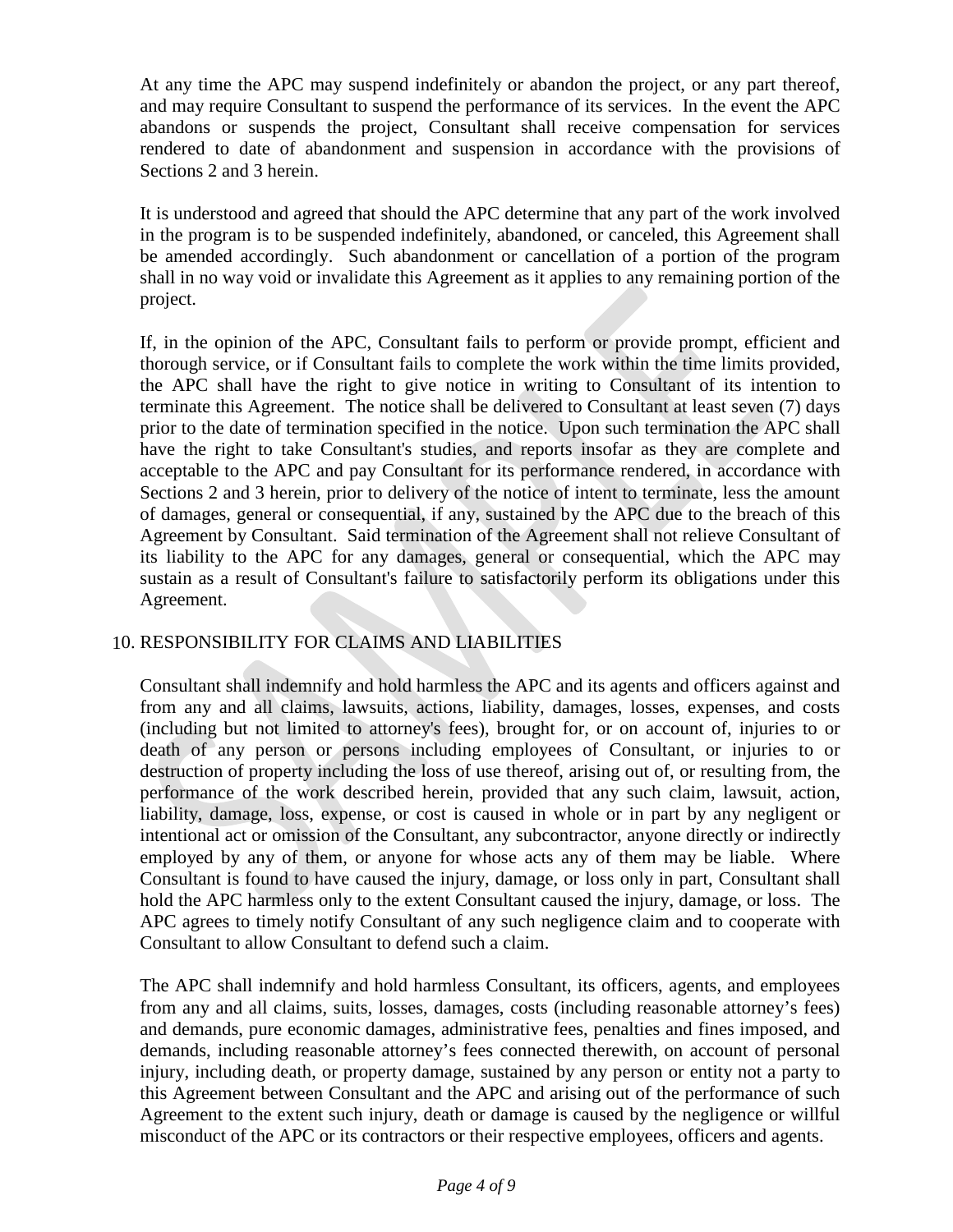At any time the APC may suspend indefinitely or abandon the project, or any part thereof, and may require Consultant to suspend the performance of its services. In the event the APC abandons or suspends the project, Consultant shall receive compensation for services rendered to date of abandonment and suspension in accordance with the provisions of Sections 2 and 3 herein.

It is understood and agreed that should the APC determine that any part of the work involved in the program is to be suspended indefinitely, abandoned, or canceled, this Agreement shall be amended accordingly. Such abandonment or cancellation of a portion of the program shall in no way void or invalidate this Agreement as it applies to any remaining portion of the project.

If, in the opinion of the APC, Consultant fails to perform or provide prompt, efficient and thorough service, or if Consultant fails to complete the work within the time limits provided, the APC shall have the right to give notice in writing to Consultant of its intention to terminate this Agreement. The notice shall be delivered to Consultant at least seven (7) days prior to the date of termination specified in the notice. Upon such termination the APC shall have the right to take Consultant's studies, and reports insofar as they are complete and acceptable to the APC and pay Consultant for its performance rendered, in accordance with Sections 2 and 3 herein, prior to delivery of the notice of intent to terminate, less the amount of damages, general or consequential, if any, sustained by the APC due to the breach of this Agreement by Consultant. Said termination of the Agreement shall not relieve Consultant of its liability to the APC for any damages, general or consequential, which the APC may sustain as a result of Consultant's failure to satisfactorily perform its obligations under this Agreement.

## 10. RESPONSIBILITY FOR CLAIMS AND LIABILITIES

Consultant shall indemnify and hold harmless the APC and its agents and officers against and from any and all claims, lawsuits, actions, liability, damages, losses, expenses, and costs (including but not limited to attorney's fees), brought for, or on account of, injuries to or death of any person or persons including employees of Consultant, or injuries to or destruction of property including the loss of use thereof, arising out of, or resulting from, the performance of the work described herein, provided that any such claim, lawsuit, action, liability, damage, loss, expense, or cost is caused in whole or in part by any negligent or intentional act or omission of the Consultant, any subcontractor, anyone directly or indirectly employed by any of them, or anyone for whose acts any of them may be liable. Where Consultant is found to have caused the injury, damage, or loss only in part, Consultant shall hold the APC harmless only to the extent Consultant caused the injury, damage, or loss. The APC agrees to timely notify Consultant of any such negligence claim and to cooperate with Consultant to allow Consultant to defend such a claim.

The APC shall indemnify and hold harmless Consultant, its officers, agents, and employees from any and all claims, suits, losses, damages, costs (including reasonable attorney's fees) and demands, pure economic damages, administrative fees, penalties and fines imposed, and demands, including reasonable attorney's fees connected therewith, on account of personal injury, including death, or property damage, sustained by any person or entity not a party to this Agreement between Consultant and the APC and arising out of the performance of such Agreement to the extent such injury, death or damage is caused by the negligence or willful misconduct of the APC or its contractors or their respective employees, officers and agents.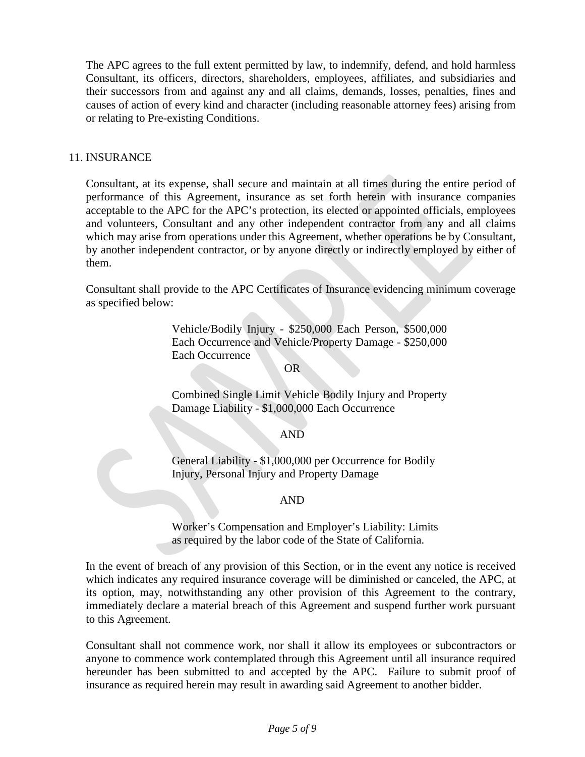The APC agrees to the full extent permitted by law, to indemnify, defend, and hold harmless Consultant, its officers, directors, shareholders, employees, affiliates, and subsidiaries and their successors from and against any and all claims, demands, losses, penalties, fines and causes of action of every kind and character (including reasonable attorney fees) arising from or relating to Pre-existing Conditions.

## 11. INSURANCE

Consultant, at its expense, shall secure and maintain at all times during the entire period of performance of this Agreement, insurance as set forth herein with insurance companies acceptable to the APC for the APC's protection, its elected or appointed officials, employees and volunteers, Consultant and any other independent contractor from any and all claims which may arise from operations under this Agreement, whether operations be by Consultant, by another independent contractor, or by anyone directly or indirectly employed by either of them.

Consultant shall provide to the APC Certificates of Insurance evidencing minimum coverage as specified below:

> Vehicle/Bodily Injury - $250,000 Each Person, $500,000 Each Occurrence and Vehicle/Property Damage - $250,000 Each Occurrence
>
> OR
>
> Combined Single Limit Vehicle Bodily Injury and Property Damage Liability - $1,000,000 Each Occurrence
>
> AND
>
> General Liability - $1,000,000 per Occurrence for Bodily Injury, Personal Injury and Property Damage
>
> AND
>
> Worker's Compensation and Employer's Liability: Limits as required by the labor code of the State of California.

In the event of breach of any provision of this Section, or in the event any notice is received which indicates any required insurance coverage will be diminished or canceled, the APC, at its option, may, notwithstanding any other provision of this Agreement to the contrary, immediately declare a material breach of this Agreement and suspend further work pursuant to this Agreement.

Consultant shall not commence work, nor shall it allow its employees or subcontractors or anyone to commence work contemplated through this Agreement until all insurance required hereunder has been submitted to and accepted by the APC. Failure to submit proof of insurance as required herein may result in awarding said Agreement to another bidder.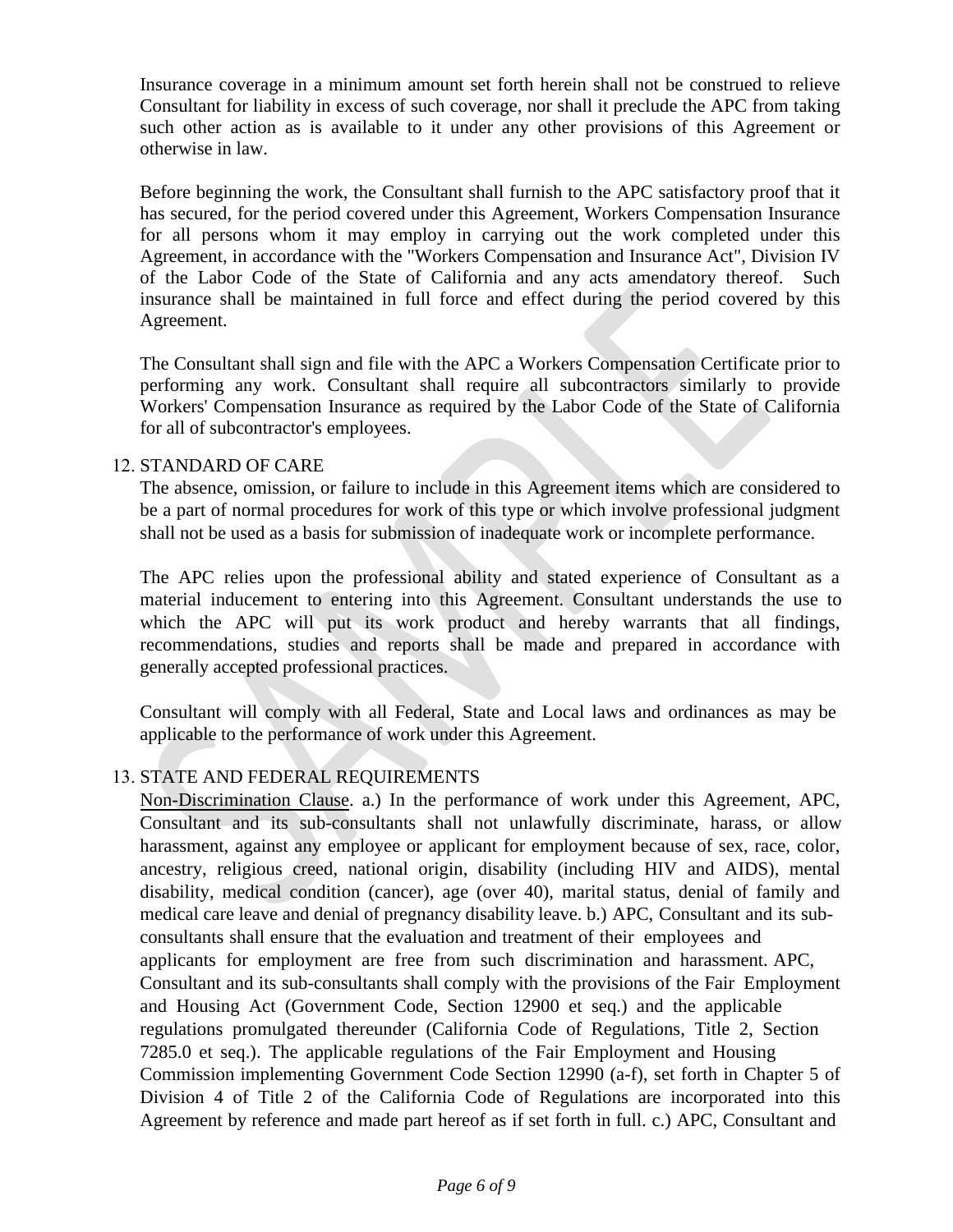Insurance coverage in a minimum amount set forth herein shall not be construed to relieve Consultant for liability in excess of such coverage, nor shall it preclude the APC from taking such other action as is available to it under any other provisions of this Agreement or otherwise in law.

Before beginning the work, the Consultant shall furnish to the APC satisfactory proof that it has secured, for the period covered under this Agreement, Workers Compensation Insurance for all persons whom it may employ in carrying out the work completed under this Agreement, in accordance with the "Workers Compensation and Insurance Act", Division IV of the Labor Code of the State of California and any acts amendatory thereof. Such insurance shall be maintained in full force and effect during the period covered by this Agreement.

The Consultant shall sign and file with the APC a Workers Compensation Certificate prior to performing any work. Consultant shall require all subcontractors similarly to provide Workers' Compensation Insurance as required by the Labor Code of the State of California for all of subcontractor's employees.

12. STANDARD OF CARE

The absence, omission, or failure to include in this Agreement items which are considered to be a part of normal procedures for work of this type or which involve professional judgment shall not be used as a basis for submission of inadequate work or incomplete performance.

The APC relies upon the professional ability and stated experience of Consultant as a material inducement to entering into this Agreement. Consultant understands the use to which the APC will put its work product and hereby warrants that all findings, recommendations, studies and reports shall be made and prepared in accordance with generally accepted professional practices.

Consultant will comply with all Federal, State and Local laws and ordinances as may be applicable to the performance of work under this Agreement.

13. STATE AND FEDERAL REQUIREMENTS

Non-Discrimination Clause. a.) In the performance of work under this Agreement, APC, Consultant and its sub-consultants shall not unlawfully discriminate, harass, or allow harassment, against any employee or applicant for employment because of sex, race, color, ancestry, religious creed, national origin, disability (including HIV and AIDS), mental disability, medical condition (cancer), age (over 40), marital status, denial of family and medical care leave and denial of pregnancy disability leave. b.) APC, Consultant and its sub-consultants shall ensure that the evaluation and treatment of their employees and applicants for employment are free from such discrimination and harassment. APC, Consultant and its sub-consultants shall comply with the provisions of the Fair Employment and Housing Act (Government Code, Section 12900 et seq.) and the applicable regulations promulgated thereunder (California Code of Regulations, Title 2, Section 7285.0 et seq.). The applicable regulations of the Fair Employment and Housing Commission implementing Government Code Section 12990 (a-f), set forth in Chapter 5 of Division 4 of Title 2 of the California Code of Regulations are incorporated into this Agreement by reference and made part hereof as if set forth in full. c.) APC, Consultant and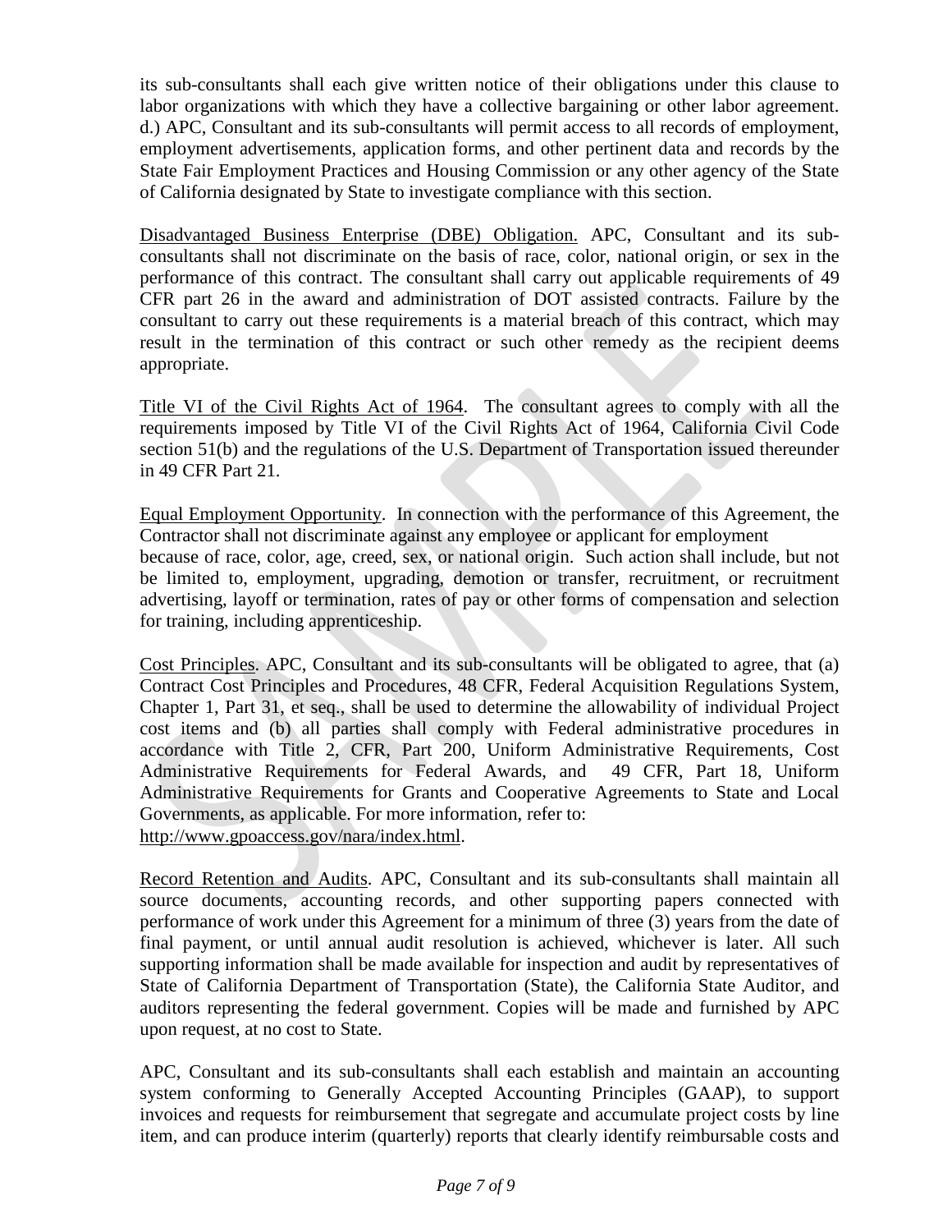its sub-consultants shall each give written notice of their obligations under this clause to labor organizations with which they have a collective bargaining or other labor agreement. d.) APC, Consultant and its sub-consultants will permit access to all records of employment, employment advertisements, application forms, and other pertinent data and records by the State Fair Employment Practices and Housing Commission or any other agency of the State of California designated by State to investigate compliance with this section.

Disadvantaged Business Enterprise (DBE) Obligation. APC, Consultant and its sub-consultants shall not discriminate on the basis of race, color, national origin, or sex in the performance of this contract. The consultant shall carry out applicable requirements of 49 CFR part 26 in the award and administration of DOT assisted contracts. Failure by the consultant to carry out these requirements is a material breach of this contract, which may result in the termination of this contract or such other remedy as the recipient deems appropriate.

Title VI of the Civil Rights Act of 1964. The consultant agrees to comply with all the requirements imposed by Title VI of the Civil Rights Act of 1964, California Civil Code section 51(b) and the regulations of the U.S. Department of Transportation issued thereunder in 49 CFR Part 21.

Equal Employment Opportunity. In connection with the performance of this Agreement, the Contractor shall not discriminate against any employee or applicant for employment because of race, color, age, creed, sex, or national origin. Such action shall include, but not be limited to, employment, upgrading, demotion or transfer, recruitment, or recruitment advertising, layoff or termination, rates of pay or other forms of compensation and selection for training, including apprenticeship.

Cost Principles. APC, Consultant and its sub-consultants will be obligated to agree, that (a) Contract Cost Principles and Procedures, 48 CFR, Federal Acquisition Regulations System, Chapter 1, Part 31, et seq., shall be used to determine the allowability of individual Project cost items and (b) all parties shall comply with Federal administrative procedures in accordance with Title 2, CFR, Part 200, Uniform Administrative Requirements, Cost Administrative Requirements for Federal Awards, and 49 CFR, Part 18, Uniform Administrative Requirements for Grants and Cooperative Agreements to State and Local Governments, as applicable. For more information, refer to: http://www.gpoaccess.gov/nara/index.html.

Record Retention and Audits. APC, Consultant and its sub-consultants shall maintain all source documents, accounting records, and other supporting papers connected with performance of work under this Agreement for a minimum of three (3) years from the date of final payment, or until annual audit resolution is achieved, whichever is later. All such supporting information shall be made available for inspection and audit by representatives of State of California Department of Transportation (State), the California State Auditor, and auditors representing the federal government. Copies will be made and furnished by APC upon request, at no cost to State.

APC, Consultant and its sub-consultants shall each establish and maintain an accounting system conforming to Generally Accepted Accounting Principles (GAAP), to support invoices and requests for reimbursement that segregate and accumulate project costs by line item, and can produce interim (quarterly) reports that clearly identify reimbursable costs and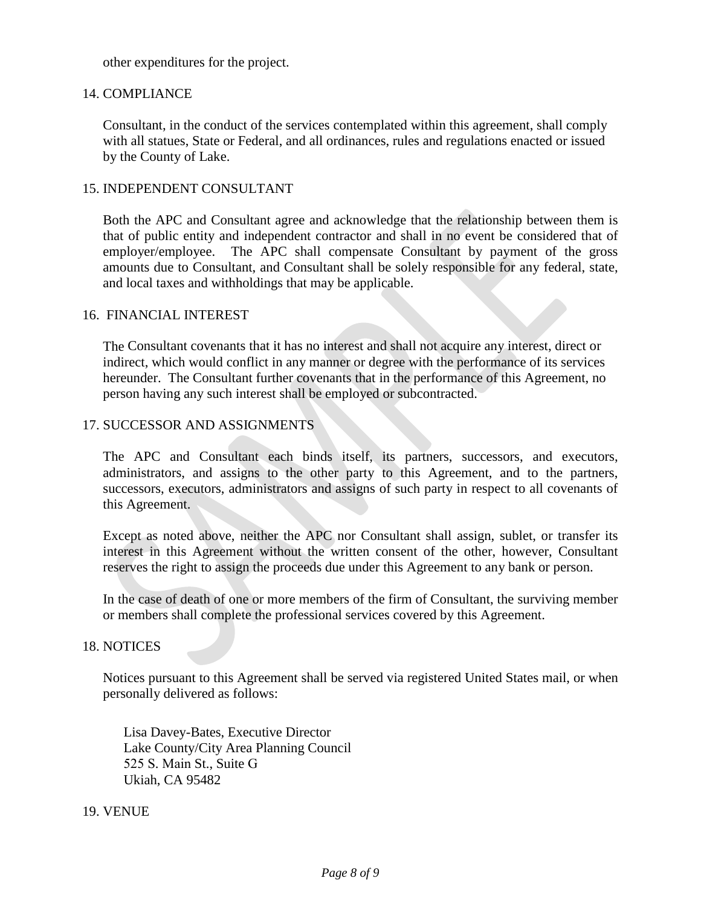other expenditures for the project.

14. COMPLIANCE

Consultant, in the conduct of the services contemplated within this agreement, shall comply with all statues, State or Federal, and all ordinances, rules and regulations enacted or issued by the County of Lake.

15. INDEPENDENT CONSULTANT

Both the APC and Consultant agree and acknowledge that the relationship between them is that of public entity and independent contractor and shall in no event be considered that of employer/employee. The APC shall compensate Consultant by payment of the gross amounts due to Consultant, and Consultant shall be solely responsible for any federal, state, and local taxes and withholdings that may be applicable.

16. FINANCIAL INTEREST

The Consultant covenants that it has no interest and shall not acquire any interest, direct or indirect, which would conflict in any manner or degree with the performance of its services hereunder. The Consultant further covenants that in the performance of this Agreement, no person having any such interest shall be employed or subcontracted.

17. SUCCESSOR AND ASSIGNMENTS

The APC and Consultant each binds itself, its partners, successors, and executors, administrators, and assigns to the other party to this Agreement, and to the partners, successors, executors, administrators and assigns of such party in respect to all covenants of this Agreement.

Except as noted above, neither the APC nor Consultant shall assign, sublet, or transfer its interest in this Agreement without the written consent of the other, however, Consultant reserves the right to assign the proceeds due under this Agreement to any bank or person.

In the case of death of one or more members of the firm of Consultant, the surviving member or members shall complete the professional services covered by this Agreement.

18. NOTICES

Notices pursuant to this Agreement shall be served via registered United States mail, or when personally delivered as follows:

Lisa Davey-Bates, Executive Director
Lake County/City Area Planning Council
525 S. Main St., Suite G
Ukiah, CA 95482

19. VENUE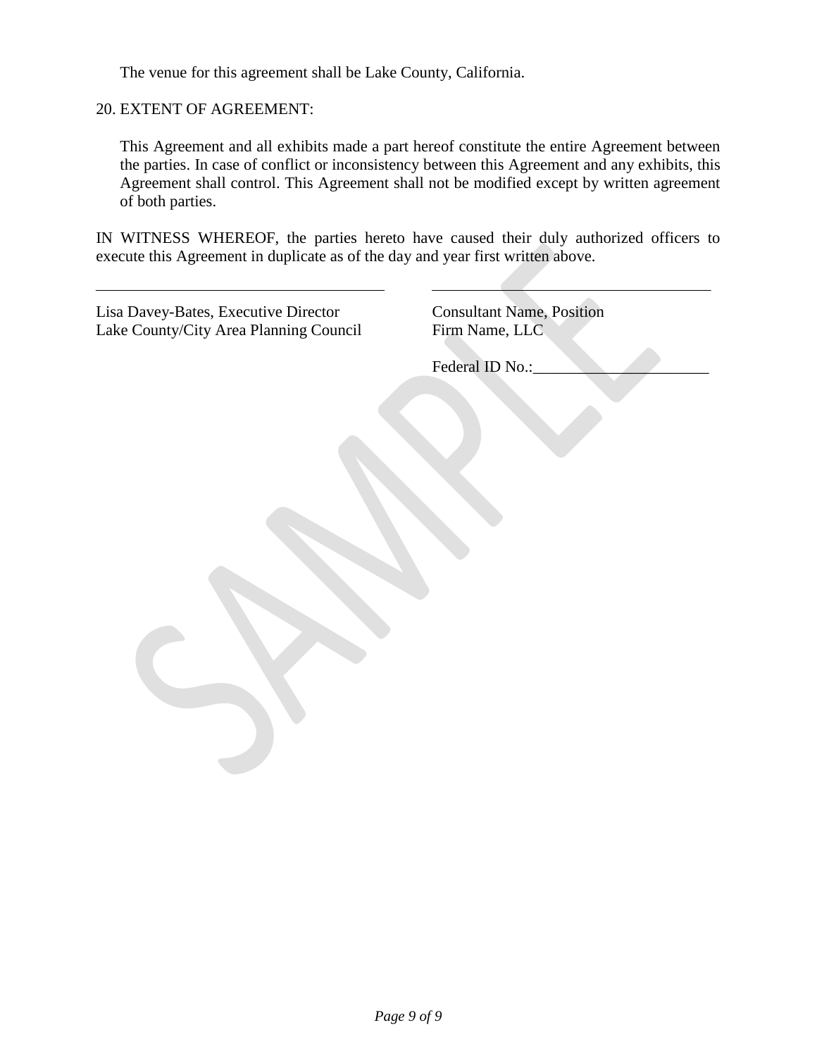The venue for this agreement shall be Lake County, California.

20. EXTENT OF AGREEMENT:

This Agreement and all exhibits made a part hereof constitute the entire Agreement between the parties. In case of conflict or inconsistency between this Agreement and any exhibits, this Agreement shall control. This Agreement shall not be modified except by written agreement of both parties.

IN WITNESS WHEREOF, the parties hereto have caused their duly authorized officers to execute this Agreement in duplicate as of the day and year first written above.

| ______________________________________ | ______________________________________ |
|---|---|
| Lisa Davey-Bates, Executive Director | Consultant Name, Position |
| Lake County/City Area Planning Council | Firm Name, LLC |
| | Federal ID No.:_______________________ |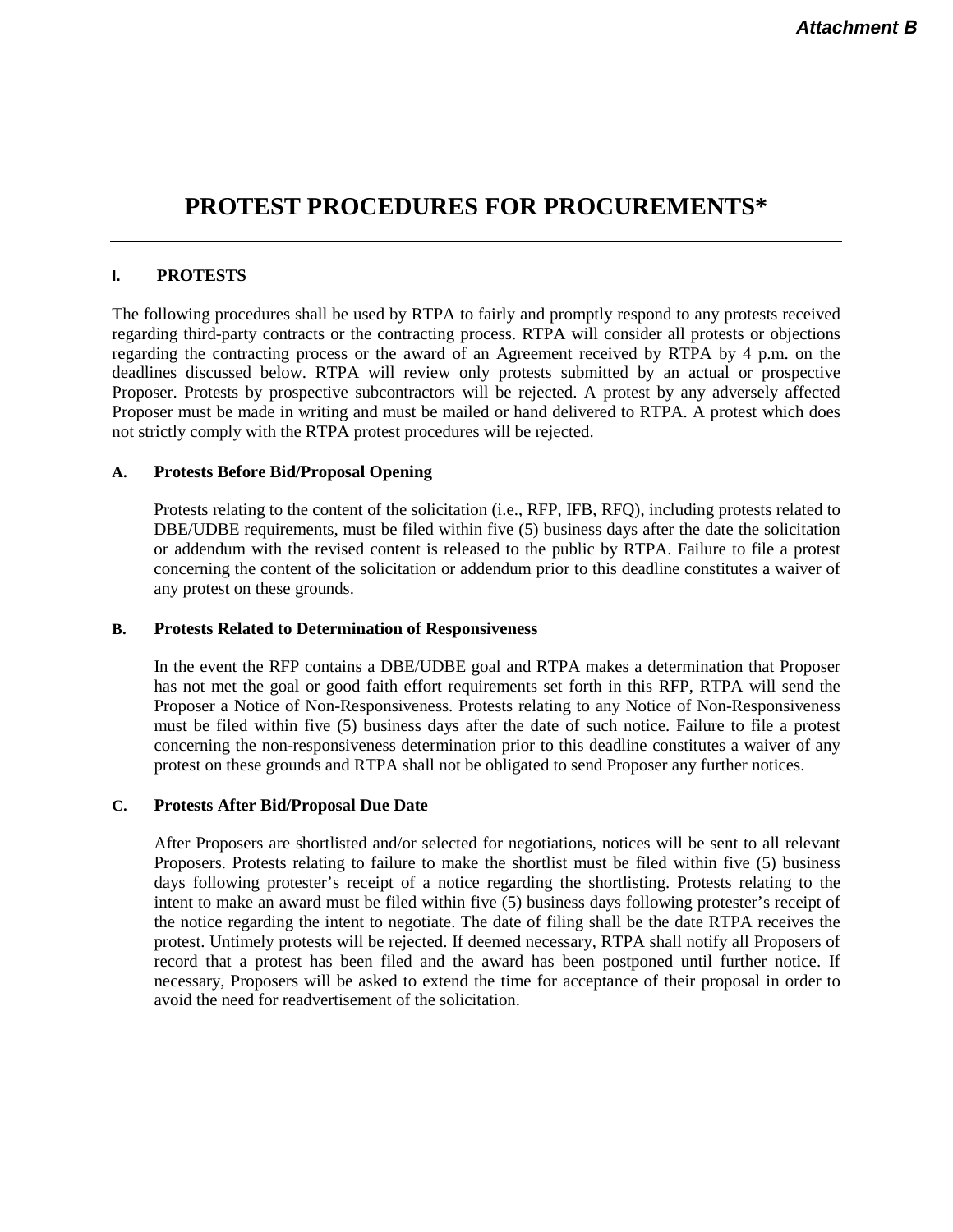*Attachment B*

# PROTEST PROCEDURES FOR PROCUREMENTS*

## I. PROTESTS

The following procedures shall be used by RTPA to fairly and promptly respond to any protests received regarding third-party contracts or the contracting process. RTPA will consider all protests or objections regarding the contracting process or the award of an Agreement received by RTPA by 4 p.m. on the deadlines discussed below. RTPA will review only protests submitted by an actual or prospective Proposer. Protests by prospective subcontractors will be rejected. A protest by any adversely affected Proposer must be made in writing and must be mailed or hand delivered to RTPA. A protest which does not strictly comply with the RTPA protest procedures will be rejected.

### A. Protests Before Bid/Proposal Opening

Protests relating to the content of the solicitation (i.e., RFP, IFB, RFQ), including protests related to DBE/UDBE requirements, must be filed within five (5) business days after the date the solicitation or addendum with the revised content is released to the public by RTPA. Failure to file a protest concerning the content of the solicitation or addendum prior to this deadline constitutes a waiver of any protest on these grounds.

### B. Protests Related to Determination of Responsiveness

In the event the RFP contains a DBE/UDBE goal and RTPA makes a determination that Proposer has not met the goal or good faith effort requirements set forth in this RFP, RTPA will send the Proposer a Notice of Non-Responsiveness. Protests relating to any Notice of Non-Responsiveness must be filed within five (5) business days after the date of such notice. Failure to file a protest concerning the non-responsiveness determination prior to this deadline constitutes a waiver of any protest on these grounds and RTPA shall not be obligated to send Proposer any further notices.

### C. Protests After Bid/Proposal Due Date

After Proposers are shortlisted and/or selected for negotiations, notices will be sent to all relevant Proposers. Protests relating to failure to make the shortlist must be filed within five (5) business days following protester's receipt of a notice regarding the shortlisting. Protests relating to the intent to make an award must be filed within five (5) business days following protester's receipt of the notice regarding the intent to negotiate. The date of filing shall be the date RTPA receives the protest. Untimely protests will be rejected. If deemed necessary, RTPA shall notify all Proposers of record that a protest has been filed and the award has been postponed until further notice. If necessary, Proposers will be asked to extend the time for acceptance of their proposal in order to avoid the need for readvertisement of the solicitation.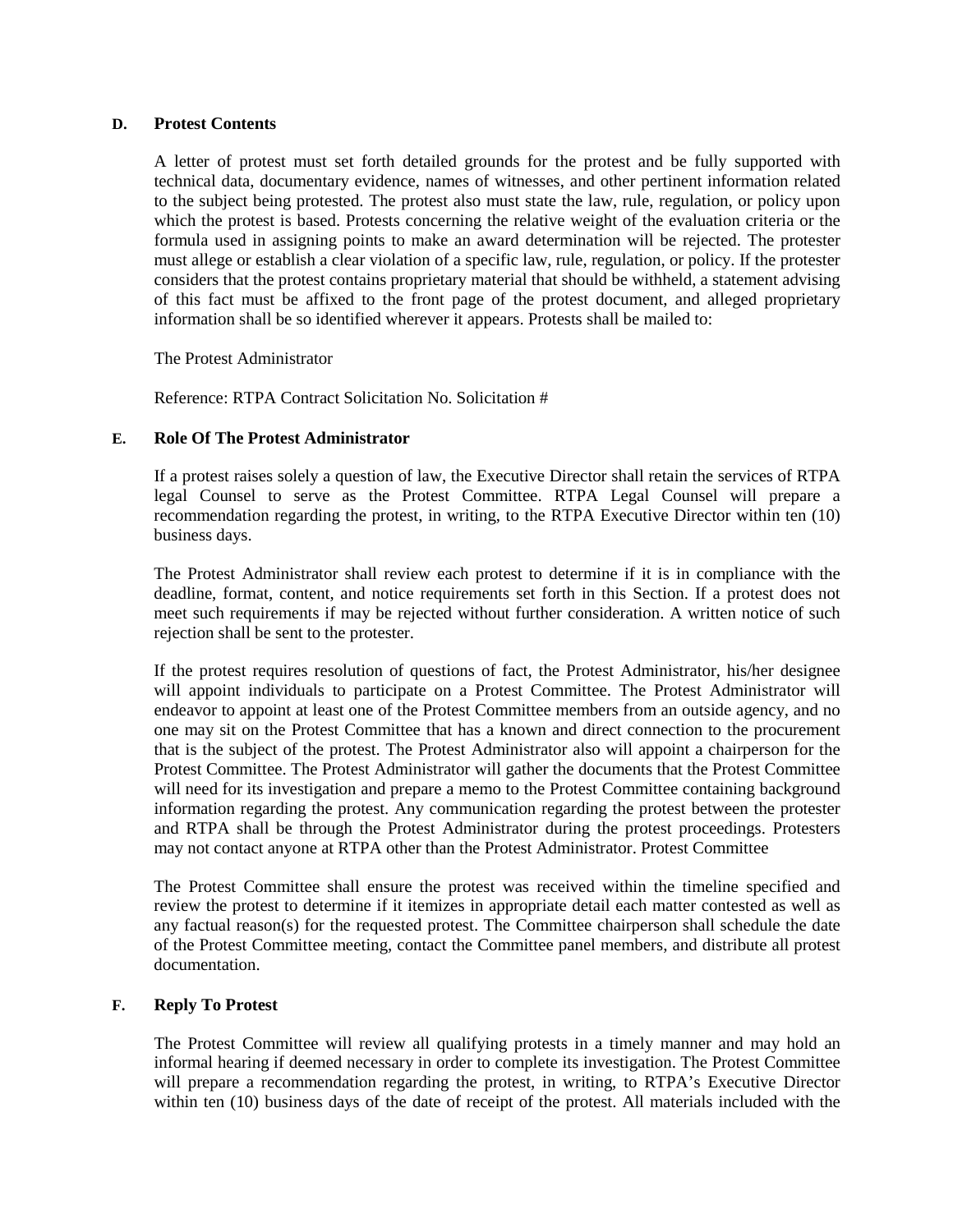### D. Protest Contents

A letter of protest must set forth detailed grounds for the protest and be fully supported with technical data, documentary evidence, names of witnesses, and other pertinent information related to the subject being protested. The protest also must state the law, rule, regulation, or policy upon which the protest is based. Protests concerning the relative weight of the evaluation criteria or the formula used in assigning points to make an award determination will be rejected. The protester must allege or establish a clear violation of a specific law, rule, regulation, or policy. If the protester considers that the protest contains proprietary material that should be withheld, a statement advising of this fact must be affixed to the front page of the protest document, and alleged proprietary information shall be so identified wherever it appears. Protests shall be mailed to:

The Protest Administrator

Reference: RTPA Contract Solicitation No. Solicitation #

### E. Role Of The Protest Administrator

If a protest raises solely a question of law, the Executive Director shall retain the services of RTPA legal Counsel to serve as the Protest Committee. RTPA Legal Counsel will prepare a recommendation regarding the protest, in writing, to the RTPA Executive Director within ten (10) business days.

The Protest Administrator shall review each protest to determine if it is in compliance with the deadline, format, content, and notice requirements set forth in this Section. If a protest does not meet such requirements if may be rejected without further consideration. A written notice of such rejection shall be sent to the protester.

If the protest requires resolution of questions of fact, the Protest Administrator, his/her designee will appoint individuals to participate on a Protest Committee. The Protest Administrator will endeavor to appoint at least one of the Protest Committee members from an outside agency, and no one may sit on the Protest Committee that has a known and direct connection to the procurement that is the subject of the protest. The Protest Administrator also will appoint a chairperson for the Protest Committee. The Protest Administrator will gather the documents that the Protest Committee will need for its investigation and prepare a memo to the Protest Committee containing background information regarding the protest. Any communication regarding the protest between the protester and RTPA shall be through the Protest Administrator during the protest proceedings. Protesters may not contact anyone at RTPA other than the Protest Administrator. Protest Committee

The Protest Committee shall ensure the protest was received within the timeline specified and review the protest to determine if it itemizes in appropriate detail each matter contested as well as any factual reason(s) for the requested protest. The Committee chairperson shall schedule the date of the Protest Committee meeting, contact the Committee panel members, and distribute all protest documentation.

### F. Reply To Protest

The Protest Committee will review all qualifying protests in a timely manner and may hold an informal hearing if deemed necessary in order to complete its investigation. The Protest Committee will prepare a recommendation regarding the protest, in writing, to RTPA's Executive Director within ten (10) business days of the date of receipt of the protest. All materials included with the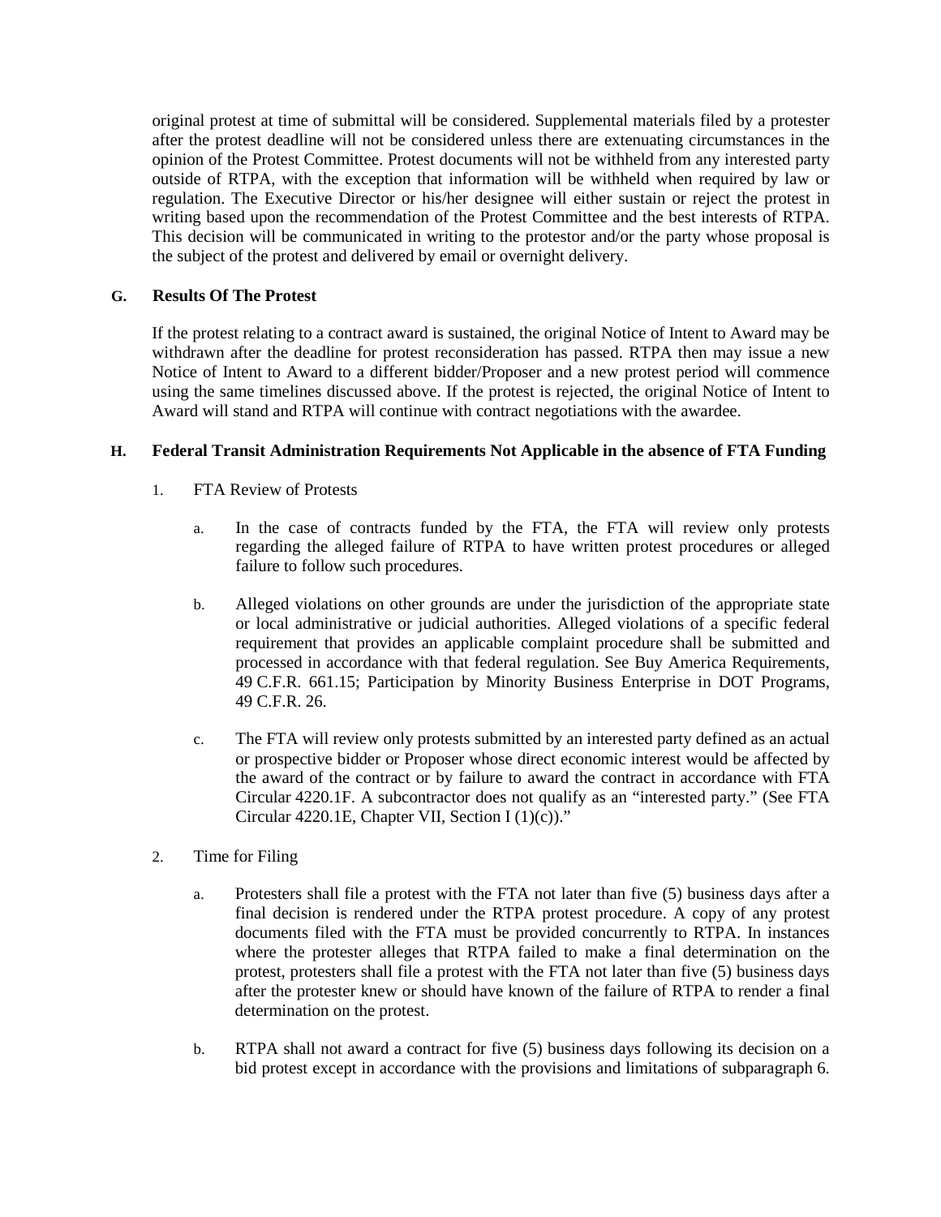original protest at time of submittal will be considered. Supplemental materials filed by a protester after the protest deadline will not be considered unless there are extenuating circumstances in the opinion of the Protest Committee. Protest documents will not be withheld from any interested party outside of RTPA, with the exception that information will be withheld when required by law or regulation. The Executive Director or his/her designee will either sustain or reject the protest in writing based upon the recommendation of the Protest Committee and the best interests of RTPA. This decision will be communicated in writing to the protestor and/or the party whose proposal is the subject of the protest and delivered by email or overnight delivery.

## G. Results Of The Protest

If the protest relating to a contract award is sustained, the original Notice of Intent to Award may be withdrawn after the deadline for protest reconsideration has passed. RTPA then may issue a new Notice of Intent to Award to a different bidder/Proposer and a new protest period will commence using the same timelines discussed above. If the protest is rejected, the original Notice of Intent to Award will stand and RTPA will continue with contract negotiations with the awardee.

## H. Federal Transit Administration Requirements Not Applicable in the absence of FTA Funding

1. FTA Review of Protests

   a. In the case of contracts funded by the FTA, the FTA will review only protests regarding the alleged failure of RTPA to have written protest procedures or alleged failure to follow such procedures.

   b. Alleged violations on other grounds are under the jurisdiction of the appropriate state or local administrative or judicial authorities. Alleged violations of a specific federal requirement that provides an applicable complaint procedure shall be submitted and processed in accordance with that federal regulation. See Buy America Requirements, 49 C.F.R. 661.15; Participation by Minority Business Enterprise in DOT Programs, 49 C.F.R. 26.

   c. The FTA will review only protests submitted by an interested party defined as an actual or prospective bidder or Proposer whose direct economic interest would be affected by the award of the contract or by failure to award the contract in accordance with FTA Circular 4220.1F. A subcontractor does not qualify as an "interested party." (See FTA Circular 4220.1E, Chapter VII, Section I (1)(c))."

2. Time for Filing

   a. Protesters shall file a protest with the FTA not later than five (5) business days after a final decision is rendered under the RTPA protest procedure. A copy of any protest documents filed with the FTA must be provided concurrently to RTPA. In instances where the protester alleges that RTPA failed to make a final determination on the protest, protesters shall file a protest with the FTA not later than five (5) business days after the protester knew or should have known of the failure of RTPA to render a final determination on the protest.

   b. RTPA shall not award a contract for five (5) business days following its decision on a bid protest except in accordance with the provisions and limitations of subparagraph 6.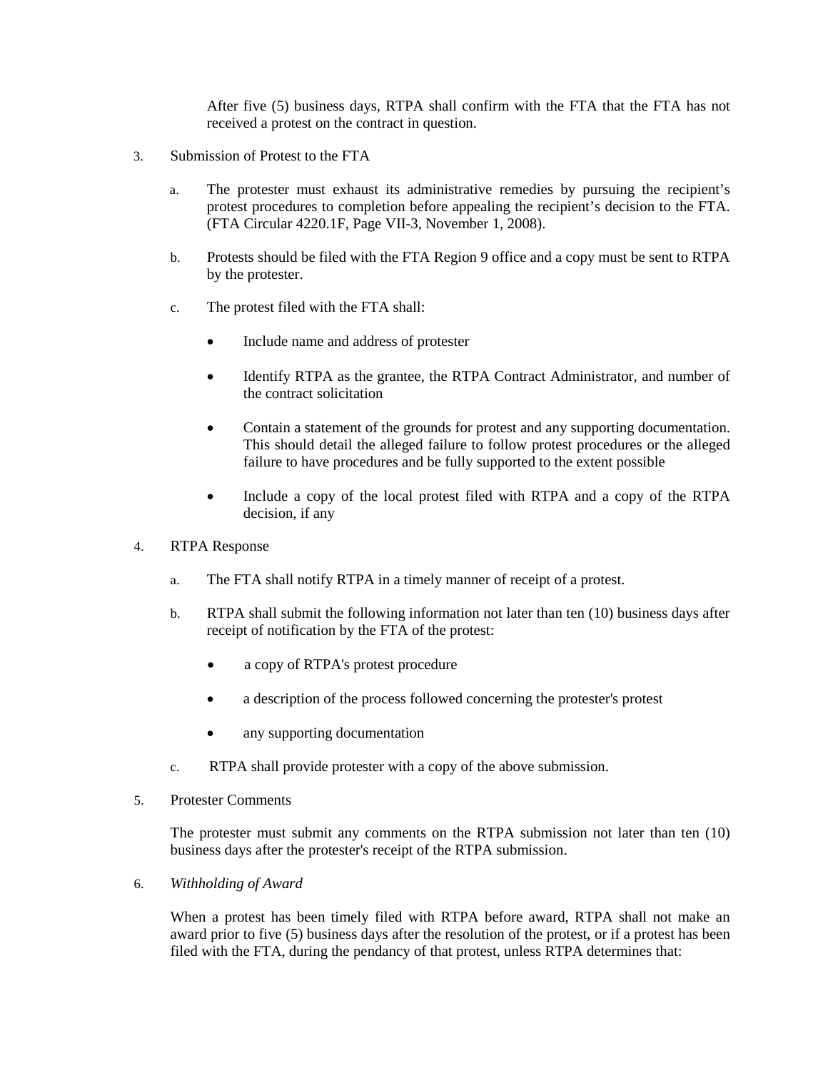After five (5) business days, RTPA shall confirm with the FTA that the FTA has not received a protest on the contract in question.

3. Submission of Protest to the FTA

   a. The protester must exhaust its administrative remedies by pursuing the recipient's protest procedures to completion before appealing the recipient's decision to the FTA. (FTA Circular 4220.1F, Page VII-3, November 1, 2008).

   b. Protests should be filed with the FTA Region 9 office and a copy must be sent to RTPA by the protester.

   c. The protest filed with the FTA shall:

      - Include name and address of protester
      - Identify RTPA as the grantee, the RTPA Contract Administrator, and number of the contract solicitation
      - Contain a statement of the grounds for protest and any supporting documentation. This should detail the alleged failure to follow protest procedures or the alleged failure to have procedures and be fully supported to the extent possible
      - Include a copy of the local protest filed with RTPA and a copy of the RTPA decision, if any

4. RTPA Response

   a. The FTA shall notify RTPA in a timely manner of receipt of a protest.

   b. RTPA shall submit the following information not later than ten (10) business days after receipt of notification by the FTA of the protest:

      - a copy of RTPA's protest procedure
      - a description of the process followed concerning the protester's protest
      - any supporting documentation

   c. RTPA shall provide protester with a copy of the above submission.

5. Protester Comments

   The protester must submit any comments on the RTPA submission not later than ten (10) business days after the protester's receipt of the RTPA submission.

6. *Withholding of Award*

   When a protest has been timely filed with RTPA before award, RTPA shall not make an award prior to five (5) business days after the resolution of the protest, or if a protest has been filed with the FTA, during the pendancy of that protest, unless RTPA determines that: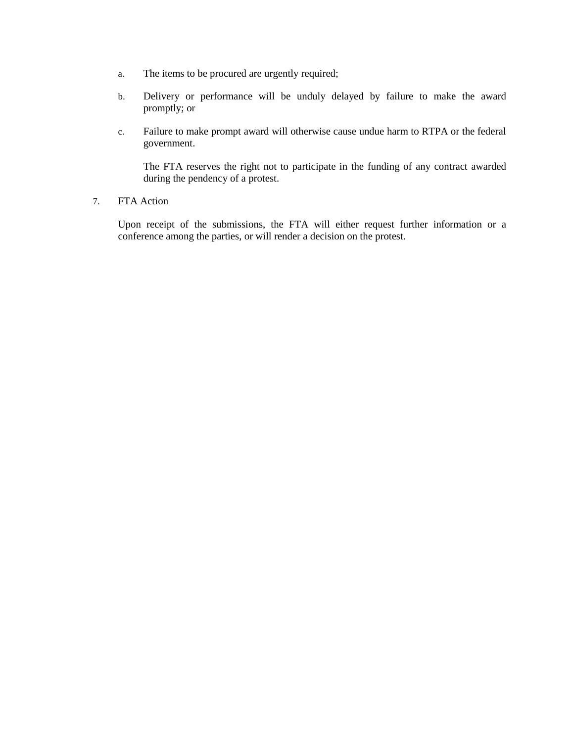a. The items to be procured are urgently required;

b. Delivery or performance will be unduly delayed by failure to make the award promptly; or

c. Failure to make prompt award will otherwise cause undue harm to RTPA or the federal government.

   The FTA reserves the right not to participate in the funding of any contract awarded during the pendency of a protest.

7. FTA Action

   Upon receipt of the submissions, the FTA will either request further information or a conference among the parties, or will render a decision on the protest.